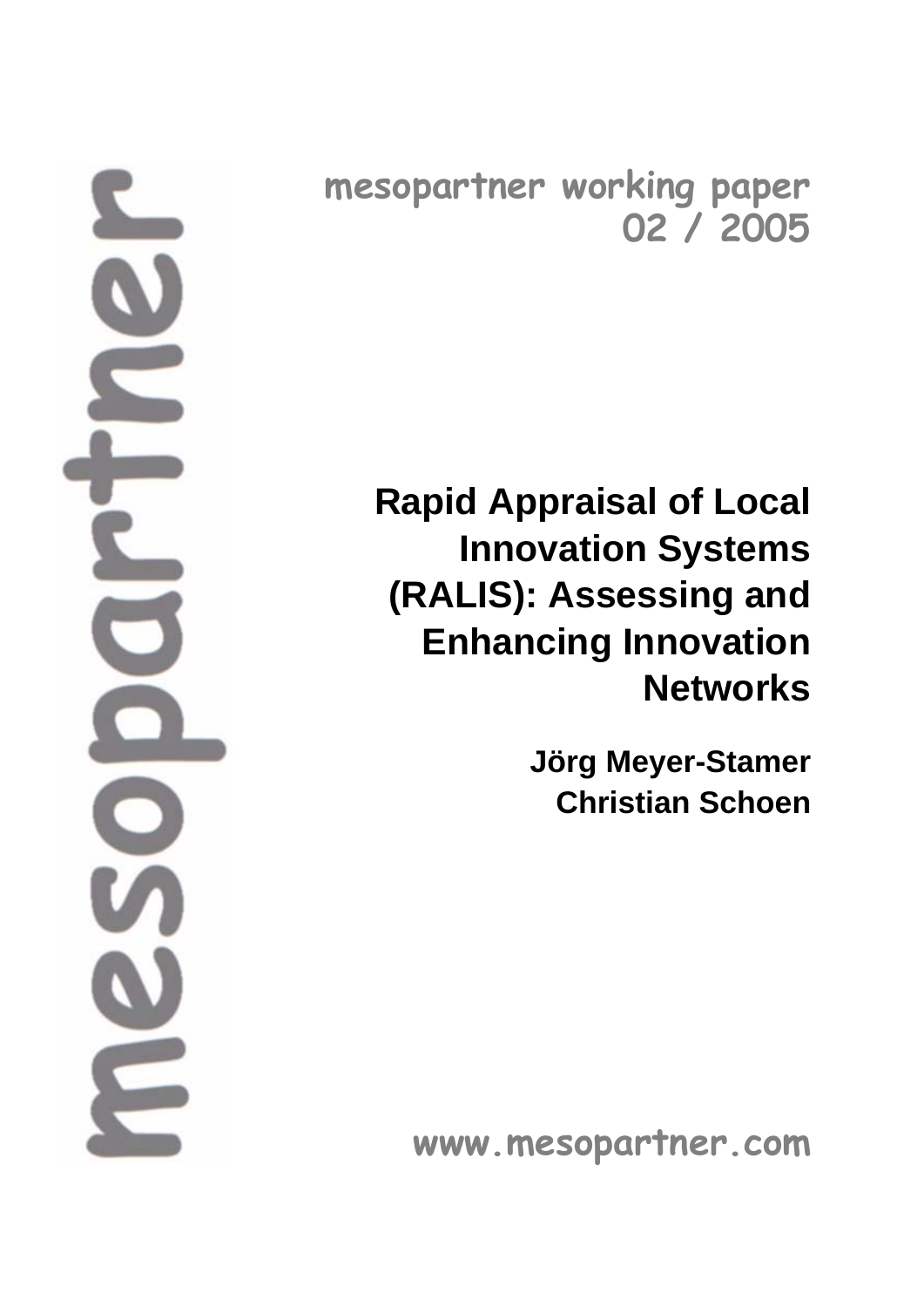mesopartner working paper 02 / 2005

# Rapid Appraisal of Local Innovation Systems (RALIS): Assessing and Enhancing Innovation Networks

**Jörg Meyer-Stamer**
**Christian Schoen**

www.mesopartner.com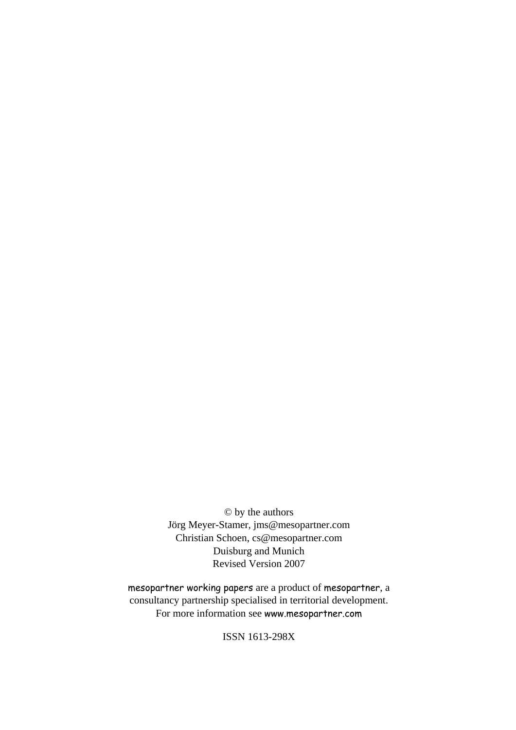© by the authors
Jörg Meyer-Stamer, jms@mesopartner.com
Christian Schoen, cs@mesopartner.com
Duisburg and Munich
Revised Version 2007

mesopartner working papers are a product of mesopartner, a consultancy partnership specialised in territorial development. For more information see www.mesopartner.com

ISSN 1613-298X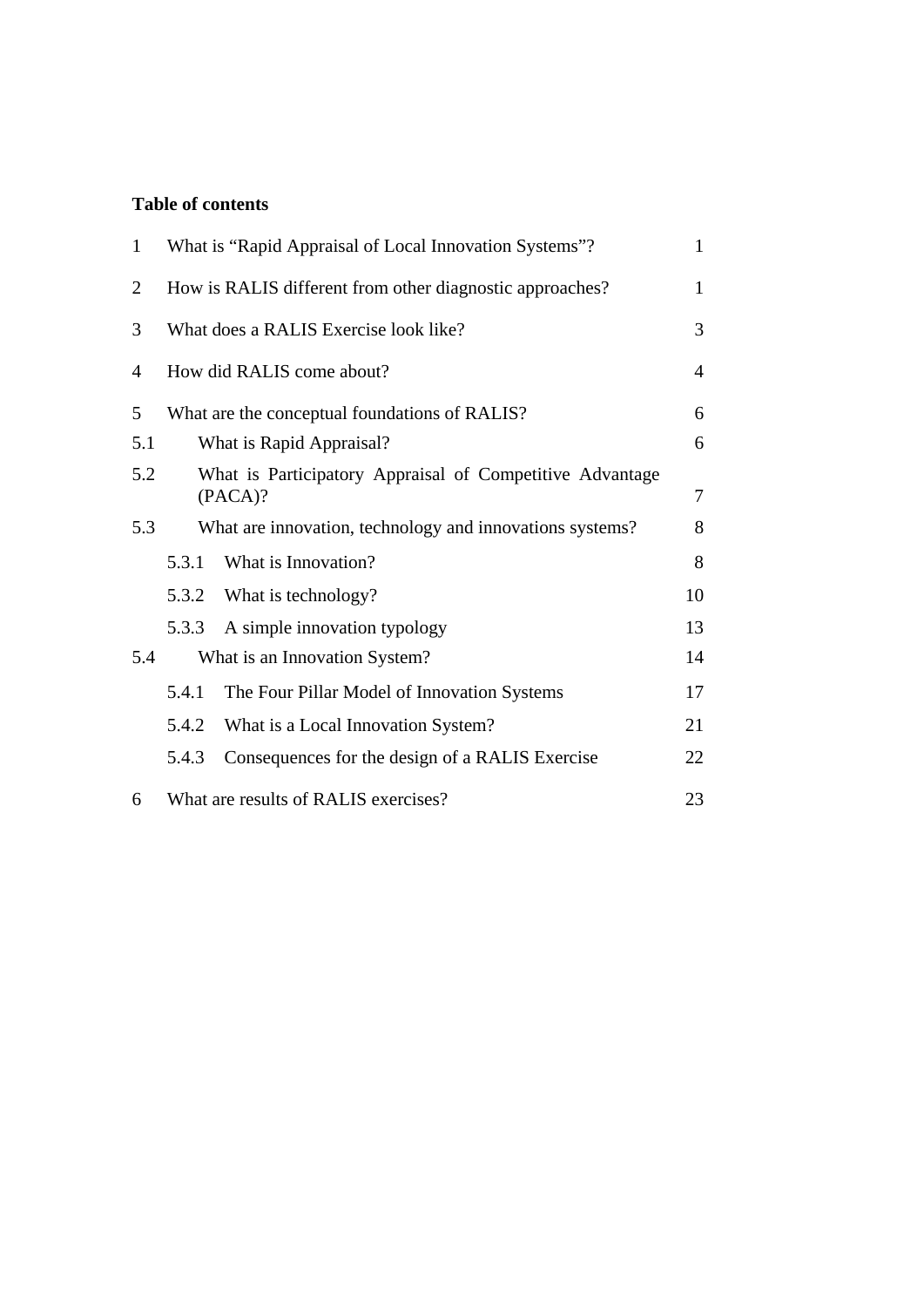**Table of contents**

| | | |
|---|---|---|
| 1 | What is “Rapid Appraisal of Local Innovation Systems”? | 1 |
| 2 | How is RALIS different from other diagnostic approaches? | 1 |
| 3 | What does a RALIS Exercise look like? | 3 |
| 4 | How did RALIS come about? | 4 |
| 5 | What are the conceptual foundations of RALIS? | 6 |
| 5.1 | What is Rapid Appraisal? | 6 |
| 5.2 | What is Participatory Appraisal of Competitive Advantage (PACA)? | 7 |
| 5.3 | What are innovation, technology and innovations systems? | 8 |
| 5.3.1 | What is Innovation? | 8 |
| 5.3.2 | What is technology? | 10 |
| 5.3.3 | A simple innovation typology | 13 |
| 5.4 | What is an Innovation System? | 14 |
| 5.4.1 | The Four Pillar Model of Innovation Systems | 17 |
| 5.4.2 | What is a Local Innovation System? | 21 |
| 5.4.3 | Consequences for the design of a RALIS Exercise | 22 |
| 6 | What are results of RALIS exercises? | 23 |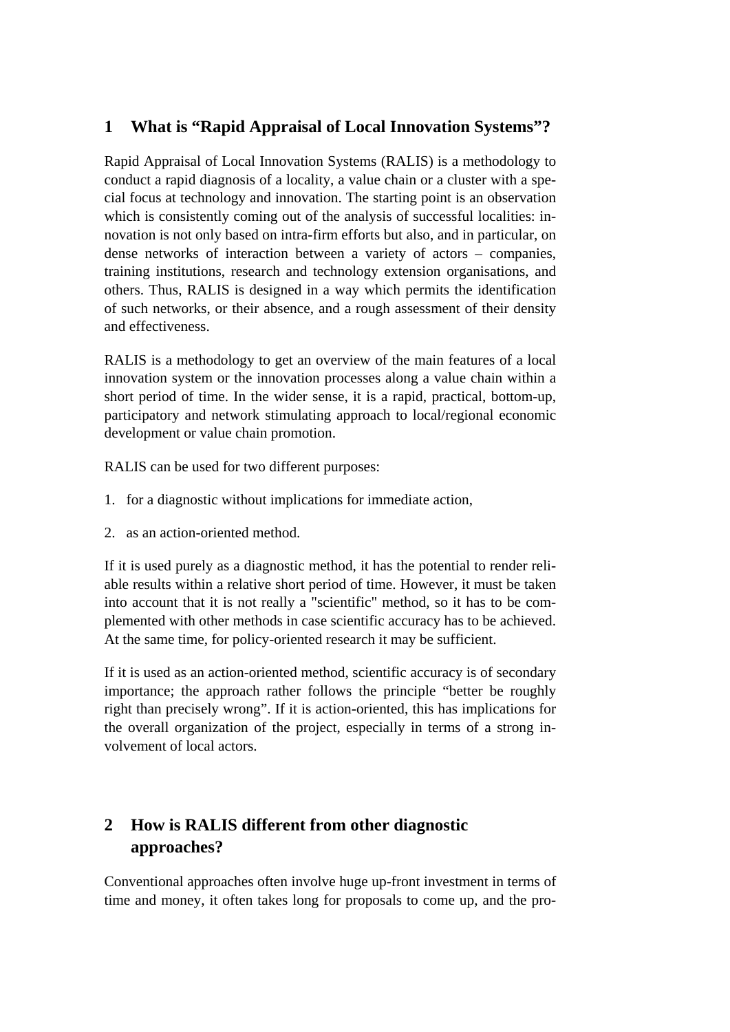## 1 What is “Rapid Appraisal of Local Innovation Systems”?

Rapid Appraisal of Local Innovation Systems (RALIS) is a methodology to conduct a rapid diagnosis of a locality, a value chain or a cluster with a special focus at technology and innovation. The starting point is an observation which is consistently coming out of the analysis of successful localities: innovation is not only based on intra-firm efforts but also, and in particular, on dense networks of interaction between a variety of actors – companies, training institutions, research and technology extension organisations, and others. Thus, RALIS is designed in a way which permits the identification of such networks, or their absence, and a rough assessment of their density and effectiveness.

RALIS is a methodology to get an overview of the main features of a local innovation system or the innovation processes along a value chain within a short period of time. In the wider sense, it is a rapid, practical, bottom-up, participatory and network stimulating approach to local/regional economic development or value chain promotion.

RALIS can be used for two different purposes:

1. for a diagnostic without implications for immediate action,
2. as an action-oriented method.

If it is used purely as a diagnostic method, it has the potential to render reliable results within a relative short period of time. However, it must be taken into account that it is not really a "scientific" method, so it has to be complemented with other methods in case scientific accuracy has to be achieved. At the same time, for policy-oriented research it may be sufficient.

If it is used as an action-oriented method, scientific accuracy is of secondary importance; the approach rather follows the principle “better be roughly right than precisely wrong”. If it is action-oriented, this has implications for the overall organization of the project, especially in terms of a strong involvement of local actors.

## 2 How is RALIS different from other diagnostic approaches?

Conventional approaches often involve huge up-front investment in terms of time and money, it often takes long for proposals to come up, and the pro-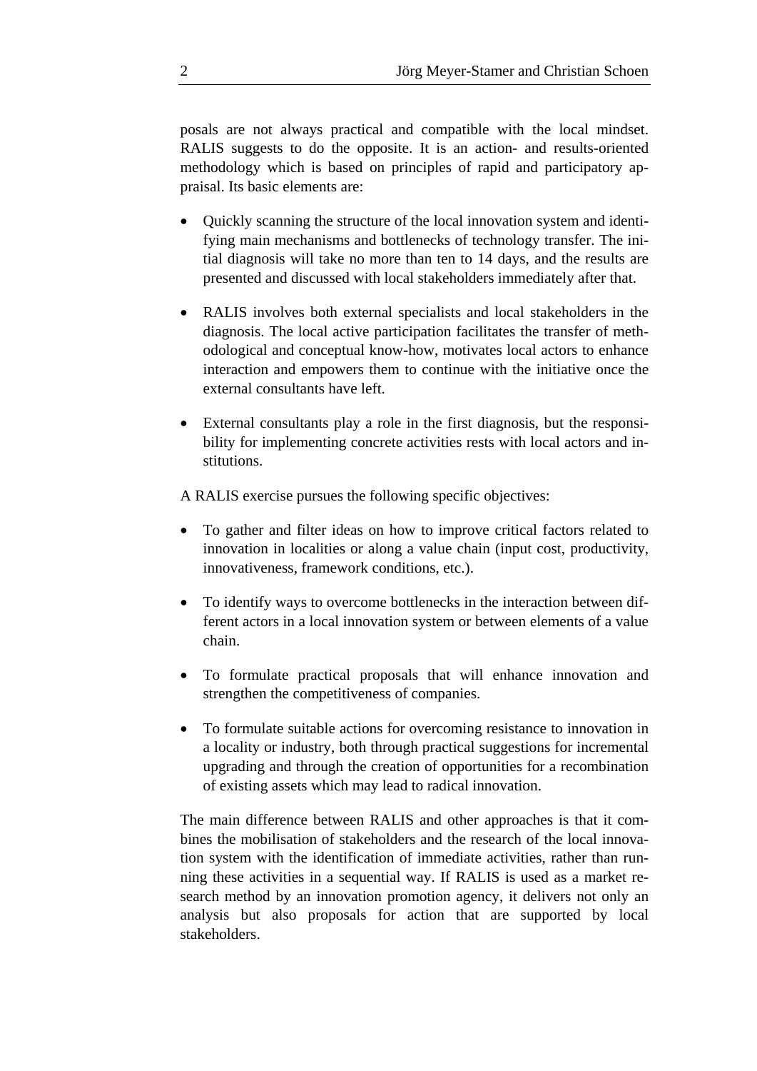posals are not always practical and compatible with the local mindset. RALIS suggests to do the opposite. It is an action- and results-oriented methodology which is based on principles of rapid and participatory appraisal. Its basic elements are:

- Quickly scanning the structure of the local innovation system and identifying main mechanisms and bottlenecks of technology transfer. The initial diagnosis will take no more than ten to 14 days, and the results are presented and discussed with local stakeholders immediately after that.

- RALIS involves both external specialists and local stakeholders in the diagnosis. The local active participation facilitates the transfer of methodological and conceptual know-how, motivates local actors to enhance interaction and empowers them to continue with the initiative once the external consultants have left.

- External consultants play a role in the first diagnosis, but the responsibility for implementing concrete activities rests with local actors and institutions.

A RALIS exercise pursues the following specific objectives:

- To gather and filter ideas on how to improve critical factors related to innovation in localities or along a value chain (input cost, productivity, innovativeness, framework conditions, etc.).

- To identify ways to overcome bottlenecks in the interaction between different actors in a local innovation system or between elements of a value chain.

- To formulate practical proposals that will enhance innovation and strengthen the competitiveness of companies.

- To formulate suitable actions for overcoming resistance to innovation in a locality or industry, both through practical suggestions for incremental upgrading and through the creation of opportunities for a recombination of existing assets which may lead to radical innovation.

The main difference between RALIS and other approaches is that it combines the mobilisation of stakeholders and the research of the local innovation system with the identification of immediate activities, rather than running these activities in a sequential way. If RALIS is used as a market research method by an innovation promotion agency, it delivers not only an analysis but also proposals for action that are supported by local stakeholders.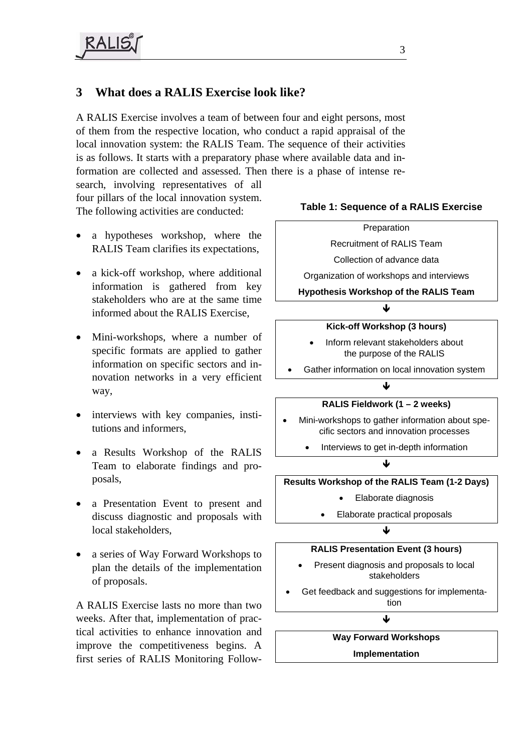## 3 What does a RALIS Exercise look like?

A RALIS Exercise involves a team of between four and eight persons, most of them from the respective location, who conduct a rapid appraisal of the local innovation system: the RALIS Team. The sequence of their activities is as follows. It starts with a preparatory phase where available data and information are collected and assessed. Then there is a phase of intense research, involving representatives of all four pillars of the local innovation system. The following activities are conducted:

- a hypotheses workshop, where the RALIS Team clarifies its expectations,
- a kick-off workshop, where additional information is gathered from key stakeholders who are at the same time informed about the RALIS Exercise,
- Mini-workshops, where a number of specific formats are applied to gather information on specific sectors and innovation networks in a very efficient way,
- interviews with key companies, institutions and informers,
- a Results Workshop of the RALIS Team to elaborate findings and proposals,
- a Presentation Event to present and discuss diagnostic and proposals with local stakeholders,
- a series of Way Forward Workshops to plan the details of the implementation of proposals.

**Table 1: Sequence of a RALIS Exercise**

| Preparation |
|---|
| Recruitment of RALIS Team |
| Collection of advance data |
| Organization of workshops and interviews |
| **Hypothesis Workshop of the RALIS Team** |
| ↓ |
| **Kick-off Workshop (3 hours)** |
| • Inform relevant stakeholders about the purpose of the RALIS |
| • Gather information on local innovation system |
| ↓ |
| **RALIS Fieldwork (1 – 2 weeks)** |
| • Mini-workshops to gather information about specific sectors and innovation processes |
| • Interviews to get in-depth information |
| ↓ |
| **Results Workshop of the RALIS Team (1-2 Days)** |
| • Elaborate diagnosis |
| • Elaborate practical proposals |
| ↓ |
| **RALIS Presentation Event (3 hours)** |
| • Present diagnosis and proposals to local stakeholders |
| • Get feedback and suggestions for implementation |
| ↓ |
| **Way Forward Workshops** |
| **Implementation** |

A RALIS Exercise lasts no more than two weeks. After that, implementation of practical activities to enhance innovation and improve the competitiveness begins. A first series of RALIS Monitoring Follow-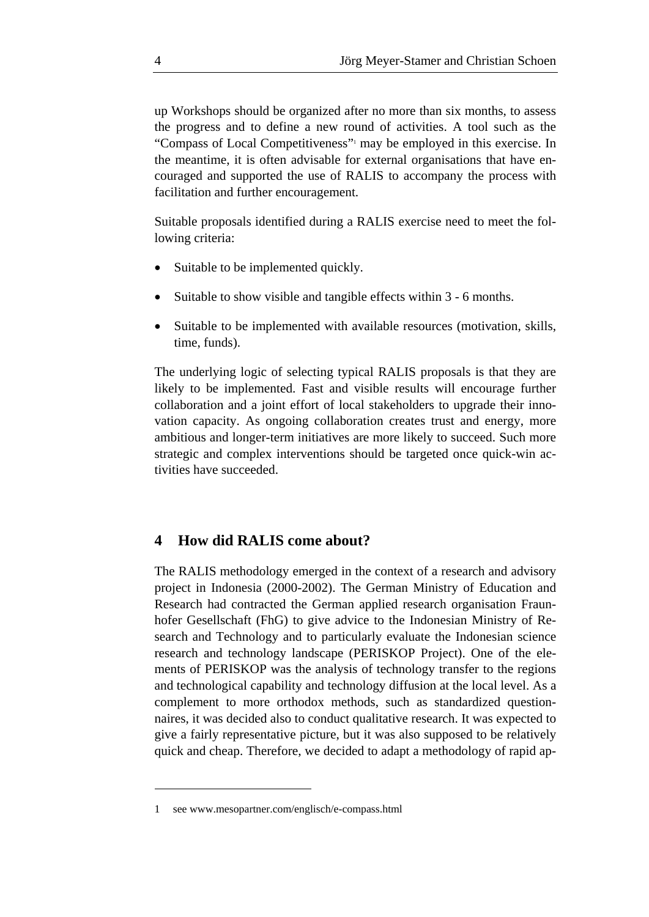up Workshops should be organized after no more than six months, to assess the progress and to define a new round of activities. A tool such as the "Compass of Local Competitiveness"[1] may be employed in this exercise. In the meantime, it is often advisable for external organisations that have encouraged and supported the use of RALIS to accompany the process with facilitation and further encouragement.

Suitable proposals identified during a RALIS exercise need to meet the following criteria:

- Suitable to be implemented quickly.
- Suitable to show visible and tangible effects within 3 - 6 months.
- Suitable to be implemented with available resources (motivation, skills, time, funds).

The underlying logic of selecting typical RALIS proposals is that they are likely to be implemented. Fast and visible results will encourage further collaboration and a joint effort of local stakeholders to upgrade their innovation capacity. As ongoing collaboration creates trust and energy, more ambitious and longer-term initiatives are more likely to succeed. Such more strategic and complex interventions should be targeted once quick-win activities have succeeded.

## 4 How did RALIS come about?

The RALIS methodology emerged in the context of a research and advisory project in Indonesia (2000-2002). The German Ministry of Education and Research had contracted the German applied research organisation Fraunhofer Gesellschaft (FhG) to give advice to the Indonesian Ministry of Research and Technology and to particularly evaluate the Indonesian science research and technology landscape (PERISKOP Project). One of the elements of PERISKOP was the analysis of technology transfer to the regions and technological capability and technology diffusion at the local level. As a complement to more orthodox methods, such as standardized questionnaires, it was decided also to conduct qualitative research. It was expected to give a fairly representative picture, but it was also supposed to be relatively quick and cheap. Therefore, we decided to adapt a methodology of rapid ap-

---

1 see www.mesopartner.com/englisch/e-compass.html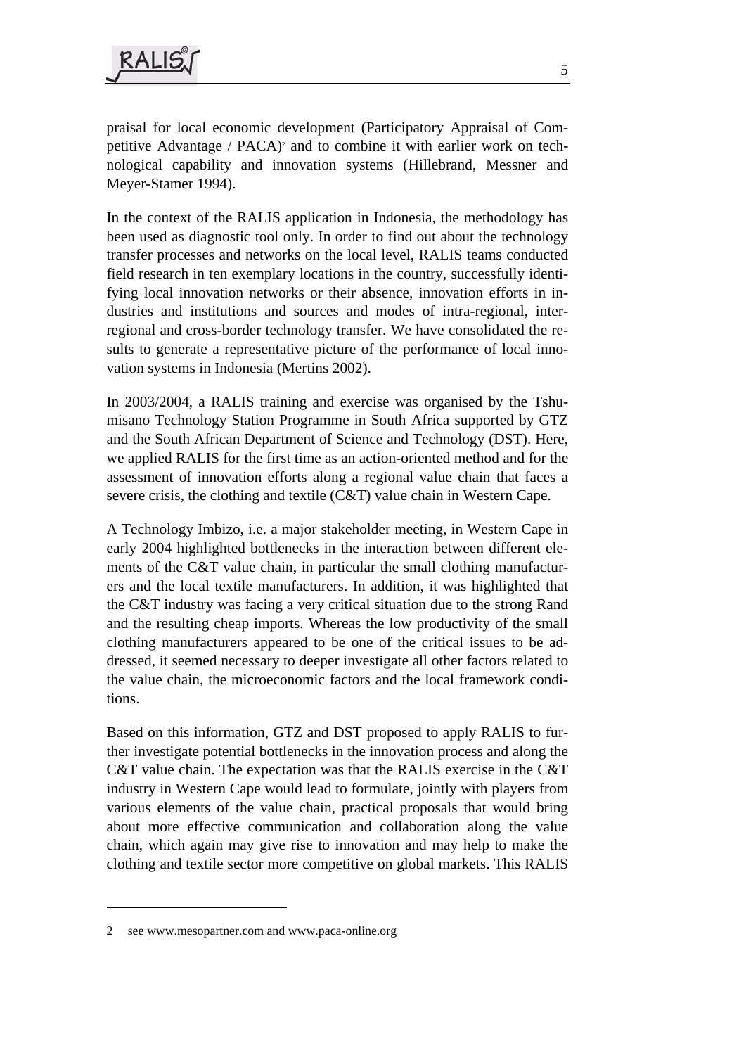praisal for local economic development (Participatory Appraisal of Competitive Advantage / PACA)[2] and to combine it with earlier work on technological capability and innovation systems (Hillebrand, Messner and Meyer-Stamer 1994).

In the context of the RALIS application in Indonesia, the methodology has been used as diagnostic tool only. In order to find out about the technology transfer processes and networks on the local level, RALIS teams conducted field research in ten exemplary locations in the country, successfully identifying local innovation networks or their absence, innovation efforts in industries and institutions and sources and modes of intra-regional, inter-regional and cross-border technology transfer. We have consolidated the results to generate a representative picture of the performance of local innovation systems in Indonesia (Mertins 2002).

In 2003/2004, a RALIS training and exercise was organised by the Tshumisano Technology Station Programme in South Africa supported by GTZ and the South African Department of Science and Technology (DST). Here, we applied RALIS for the first time as an action-oriented method and for the assessment of innovation efforts along a regional value chain that faces a severe crisis, the clothing and textile (C&T) value chain in Western Cape.

A Technology Imbizo, i.e. a major stakeholder meeting, in Western Cape in early 2004 highlighted bottlenecks in the interaction between different elements of the C&T value chain, in particular the small clothing manufacturers and the local textile manufacturers. In addition, it was highlighted that the C&T industry was facing a very critical situation due to the strong Rand and the resulting cheap imports. Whereas the low productivity of the small clothing manufacturers appeared to be one of the critical issues to be addressed, it seemed necessary to deeper investigate all other factors related to the value chain, the microeconomic factors and the local framework conditions.

Based on this information, GTZ and DST proposed to apply RALIS to further investigate potential bottlenecks in the innovation process and along the C&T value chain. The expectation was that the RALIS exercise in the C&T industry in Western Cape would lead to formulate, jointly with players from various elements of the value chain, practical proposals that would bring about more effective communication and collaboration along the value chain, which again may give rise to innovation and may help to make the clothing and textile sector more competitive on global markets. This RALIS

---

2 see www.mesopartner.com and www.paca-online.org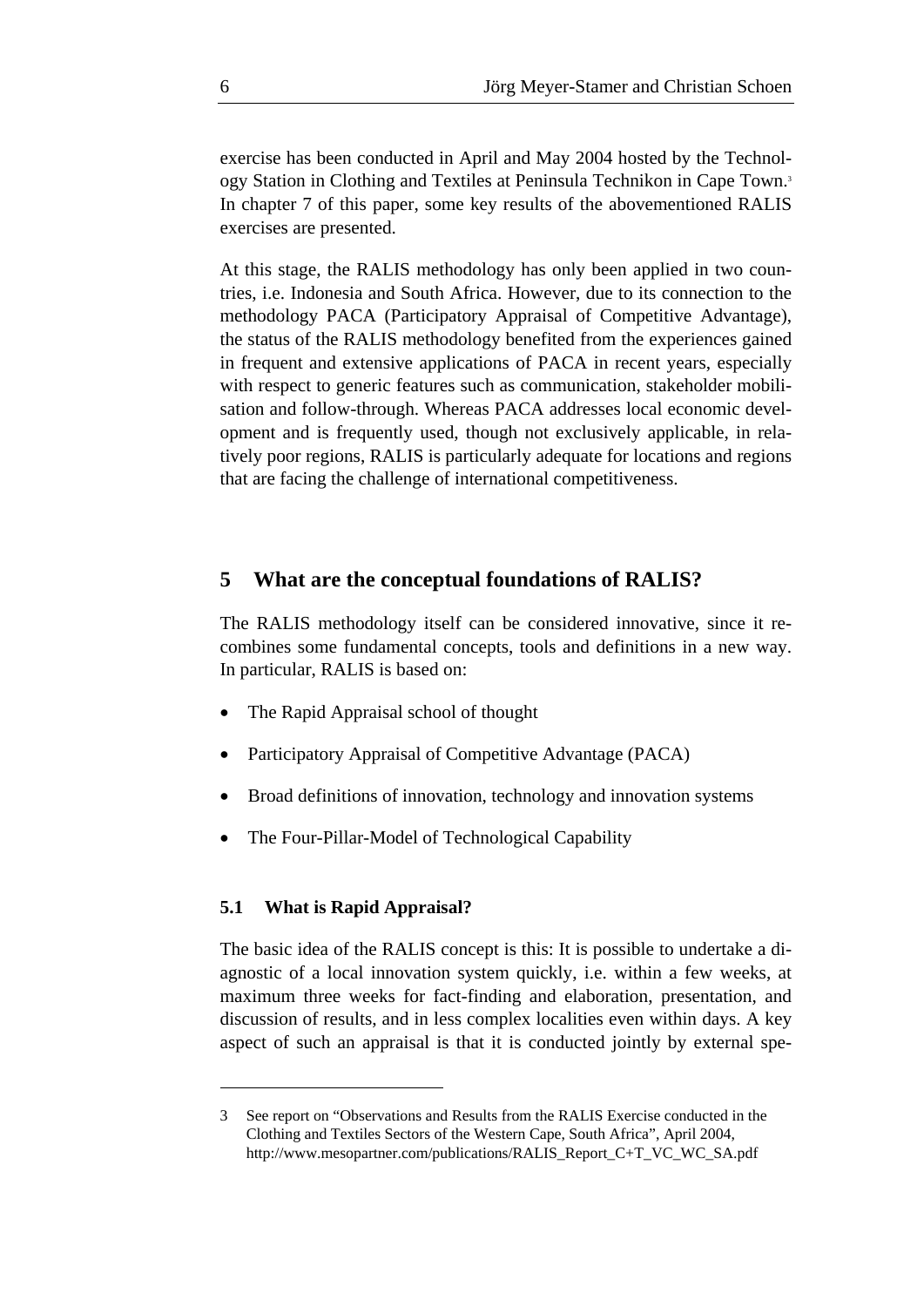exercise has been conducted in April and May 2004 hosted by the Technology Station in Clothing and Textiles at Peninsula Technikon in Cape Town.[3] In chapter 7 of this paper, some key results of the abovementioned RALIS exercises are presented.

At this stage, the RALIS methodology has only been applied in two countries, i.e. Indonesia and South Africa. However, due to its connection to the methodology PACA (Participatory Appraisal of Competitive Advantage), the status of the RALIS methodology benefited from the experiences gained in frequent and extensive applications of PACA in recent years, especially with respect to generic features such as communication, stakeholder mobilisation and follow-through. Whereas PACA addresses local economic development and is frequently used, though not exclusively applicable, in relatively poor regions, RALIS is particularly adequate for locations and regions that are facing the challenge of international competitiveness.

## 5 What are the conceptual foundations of RALIS?

The RALIS methodology itself can be considered innovative, since it recombines some fundamental concepts, tools and definitions in a new way. In particular, RALIS is based on:

- The Rapid Appraisal school of thought
- Participatory Appraisal of Competitive Advantage (PACA)
- Broad definitions of innovation, technology and innovation systems
- The Four-Pillar-Model of Technological Capability

### 5.1 What is Rapid Appraisal?

The basic idea of the RALIS concept is this: It is possible to undertake a diagnostic of a local innovation system quickly, i.e. within a few weeks, at maximum three weeks for fact-finding and elaboration, presentation, and discussion of results, and in less complex localities even within days. A key aspect of such an appraisal is that it is conducted jointly by external spe-

---

3 See report on "Observations and Results from the RALIS Exercise conducted in the Clothing and Textiles Sectors of the Western Cape, South Africa", April 2004, http://www.mesopartner.com/publications/RALIS_Report_C+T_VC_WC_SA.pdf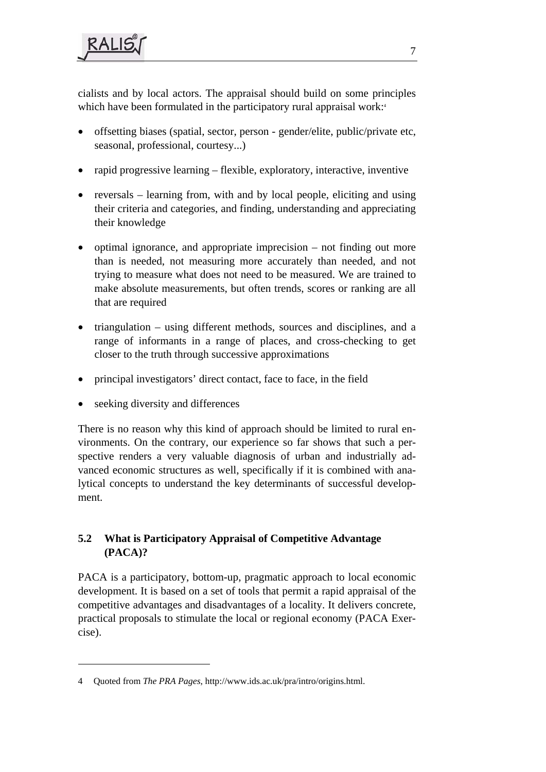cialists and by local actors. The appraisal should build on some principles which have been formulated in the participatory rural appraisal work:[4]

- offsetting biases (spatial, sector, person - gender/elite, public/private etc, seasonal, professional, courtesy...)
- rapid progressive learning – flexible, exploratory, interactive, inventive
- reversals – learning from, with and by local people, eliciting and using their criteria and categories, and finding, understanding and appreciating their knowledge
- optimal ignorance, and appropriate imprecision – not finding out more than is needed, not measuring more accurately than needed, and not trying to measure what does not need to be measured. We are trained to make absolute measurements, but often trends, scores or ranking are all that are required
- triangulation – using different methods, sources and disciplines, and a range of informants in a range of places, and cross-checking to get closer to the truth through successive approximations
- principal investigators' direct contact, face to face, in the field
- seeking diversity and differences

There is no reason why this kind of approach should be limited to rural environments. On the contrary, our experience so far shows that such a perspective renders a very valuable diagnosis of urban and industrially advanced economic structures as well, specifically if it is combined with analytical concepts to understand the key determinants of successful development.

### 5.2 What is Participatory Appraisal of Competitive Advantage (PACA)?

PACA is a participatory, bottom-up, pragmatic approach to local economic development. It is based on a set of tools that permit a rapid appraisal of the competitive advantages and disadvantages of a locality. It delivers concrete, practical proposals to stimulate the local or regional economy (PACA Exercise).

---

4 Quoted from *The PRA Pages*, http://www.ids.ac.uk/pra/intro/origins.html.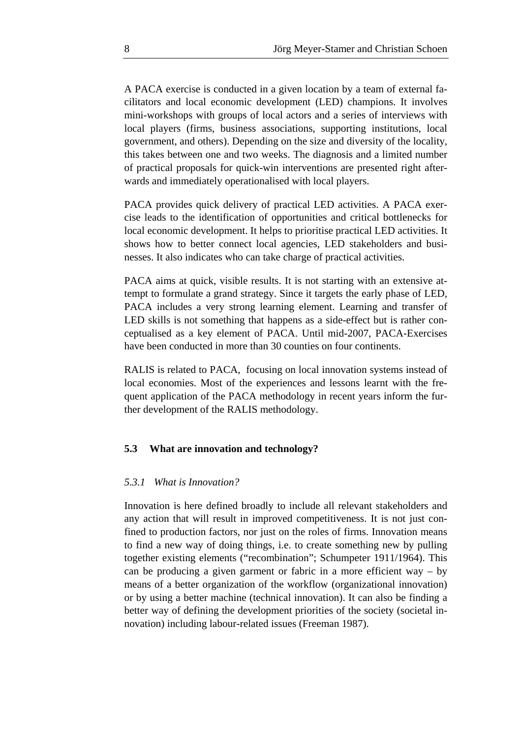A PACA exercise is conducted in a given location by a team of external facilitators and local economic development (LED) champions. It involves mini-workshops with groups of local actors and a series of interviews with local players (firms, business associations, supporting institutions, local government, and others). Depending on the size and diversity of the locality, this takes between one and two weeks. The diagnosis and a limited number of practical proposals for quick-win interventions are presented right afterwards and immediately operationalised with local players.

PACA provides quick delivery of practical LED activities. A PACA exercise leads to the identification of opportunities and critical bottlenecks for local economic development. It helps to prioritise practical LED activities. It shows how to better connect local agencies, LED stakeholders and businesses. It also indicates who can take charge of practical activities.

PACA aims at quick, visible results. It is not starting with an extensive attempt to formulate a grand strategy. Since it targets the early phase of LED, PACA includes a very strong learning element. Learning and transfer of LED skills is not something that happens as a side-effect but is rather conceptualised as a key element of PACA. Until mid-2007, PACA-Exercises have been conducted in more than 30 counties on four continents.

RALIS is related to PACA, focusing on local innovation systems instead of local economies. Most of the experiences and lessons learnt with the frequent application of the PACA methodology in recent years inform the further development of the RALIS methodology.

### 5.3 What are innovation and technology?

#### *5.3.1 What is Innovation?*

Innovation is here defined broadly to include all relevant stakeholders and any action that will result in improved competitiveness. It is not just confined to production factors, nor just on the roles of firms. Innovation means to find a new way of doing things, i.e. to create something new by pulling together existing elements ("recombination"; Schumpeter 1911/1964). This can be producing a given garment or fabric in a more efficient way – by means of a better organization of the workflow (organizational innovation) or by using a better machine (technical innovation). It can also be finding a better way of defining the development priorities of the society (societal innovation) including labour-related issues (Freeman 1987).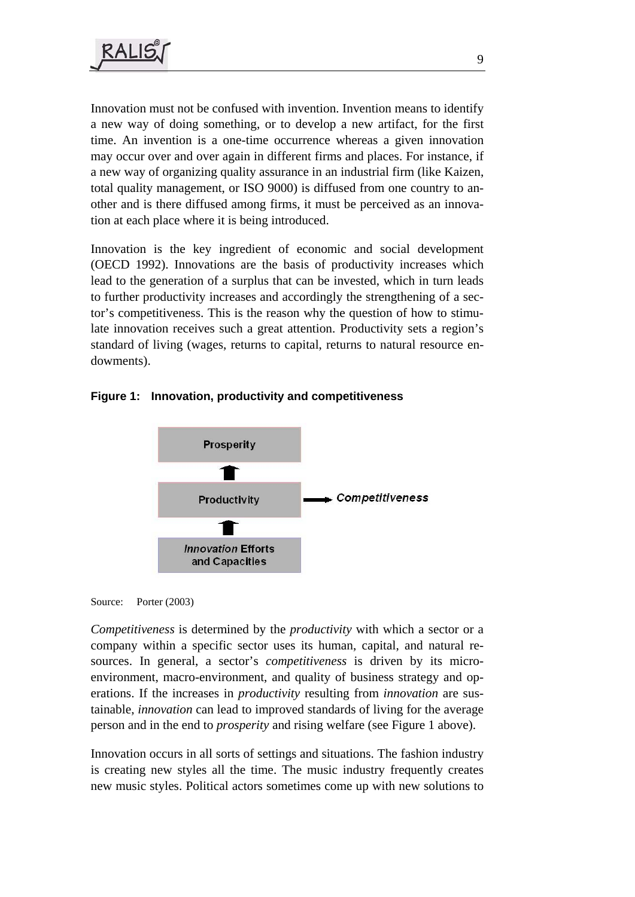Innovation must not be confused with invention. Invention means to identify a new way of doing something, or to develop a new artifact, for the first time. An invention is a one-time occurrence whereas a given innovation may occur over and over again in different firms and places. For instance, if a new way of organizing quality assurance in an industrial firm (like Kaizen, total quality management, or ISO 9000) is diffused from one country to another and is there diffused among firms, it must be perceived as an innovation at each place where it is being introduced.

Innovation is the key ingredient of economic and social development (OECD 1992). Innovations are the basis of productivity increases which lead to the generation of a surplus that can be invested, which in turn leads to further productivity increases and accordingly the strengthening of a sector's competitiveness. This is the reason why the question of how to stimulate innovation receives such a great attention. Productivity sets a region's standard of living (wages, returns to capital, returns to natural resource endowments).

**Figure 1: Innovation, productivity and competitiveness**

Prosperity

↑

Productivity → *Competitiveness*

↑

*Innovation* Efforts and Capacities

Source: Porter (2003)

*Competitiveness* is determined by the *productivity* with which a sector or a company within a specific sector uses its human, capital, and natural resources. In general, a sector's *competitiveness* is driven by its micro-environment, macro-environment, and quality of business strategy and operations. If the increases in *productivity* resulting from *innovation* are sustainable, *innovation* can lead to improved standards of living for the average person and in the end to *prosperity* and rising welfare (see Figure 1 above).

Innovation occurs in all sorts of settings and situations. The fashion industry is creating new styles all the time. The music industry frequently creates new music styles. Political actors sometimes come up with new solutions to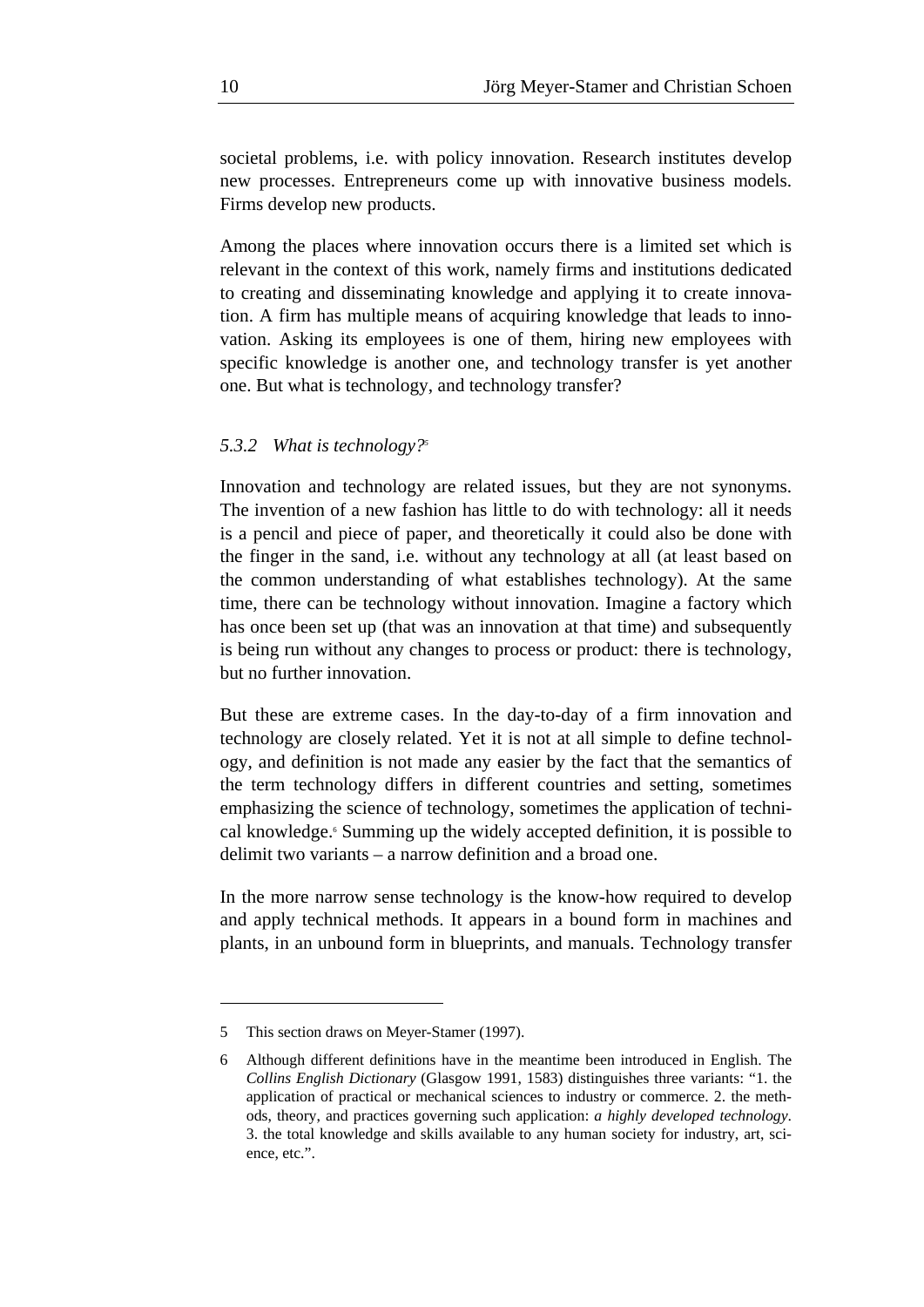societal problems, i.e. with policy innovation. Research institutes develop new processes. Entrepreneurs come up with innovative business models. Firms develop new products.

Among the places where innovation occurs there is a limited set which is relevant in the context of this work, namely firms and institutions dedicated to creating and disseminating knowledge and applying it to create innovation. A firm has multiple means of acquiring knowledge that leads to innovation. Asking its employees is one of them, hiring new employees with specific knowledge is another one, and technology transfer is yet another one. But what is technology, and technology transfer?

### *5.3.2 What is technology?*[5]

Innovation and technology are related issues, but they are not synonyms. The invention of a new fashion has little to do with technology: all it needs is a pencil and piece of paper, and theoretically it could also be done with the finger in the sand, i.e. without any technology at all (at least based on the common understanding of what establishes technology). At the same time, there can be technology without innovation. Imagine a factory which has once been set up (that was an innovation at that time) and subsequently is being run without any changes to process or product: there is technology, but no further innovation.

But these are extreme cases. In the day-to-day of a firm innovation and technology are closely related. Yet it is not at all simple to define technology, and definition is not made any easier by the fact that the semantics of the term technology differs in different countries and setting, sometimes emphasizing the science of technology, sometimes the application of technical knowledge.[6] Summing up the widely accepted definition, it is possible to delimit two variants – a narrow definition and a broad one.

In the more narrow sense technology is the know-how required to develop and apply technical methods. It appears in a bound form in machines and plants, in an unbound form in blueprints, and manuals. Technology transfer

---

5 This section draws on Meyer-Stamer (1997).

6 Although different definitions have in the meantime been introduced in English. The *Collins English Dictionary* (Glasgow 1991, 1583) distinguishes three variants: "1. the application of practical or mechanical sciences to industry or commerce. 2. the methods, theory, and practices governing such application: *a highly developed technology*. 3. the total knowledge and skills available to any human society for industry, art, science, etc.".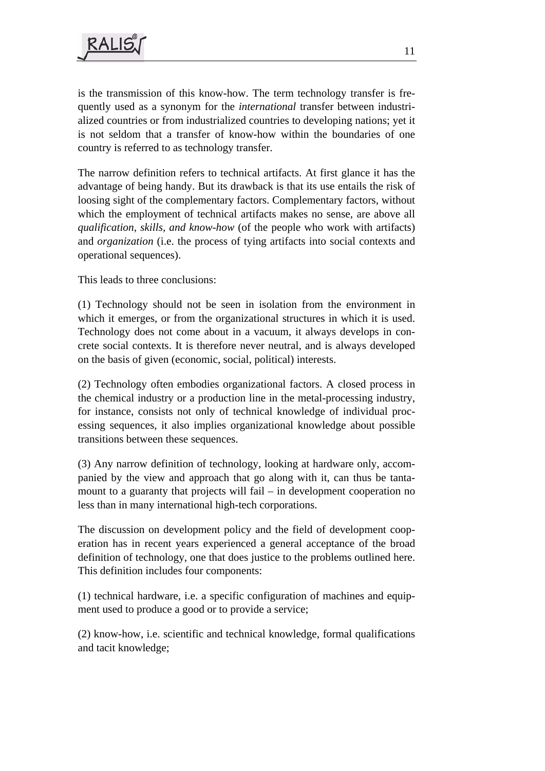is the transmission of this know-how. The term technology transfer is frequently used as a synonym for the *international* transfer between industrialized countries or from industrialized countries to developing nations; yet it is not seldom that a transfer of know-how within the boundaries of one country is referred to as technology transfer.

The narrow definition refers to technical artifacts. At first glance it has the advantage of being handy. But its drawback is that its use entails the risk of loosing sight of the complementary factors. Complementary factors, without which the employment of technical artifacts makes no sense, are above all *qualification, skills, and know-how* (of the people who work with artifacts) and *organization* (i.e. the process of tying artifacts into social contexts and operational sequences).

This leads to three conclusions:

(1) Technology should not be seen in isolation from the environment in which it emerges, or from the organizational structures in which it is used. Technology does not come about in a vacuum, it always develops in concrete social contexts. It is therefore never neutral, and is always developed on the basis of given (economic, social, political) interests.

(2) Technology often embodies organizational factors. A closed process in the chemical industry or a production line in the metal-processing industry, for instance, consists not only of technical knowledge of individual processing sequences, it also implies organizational knowledge about possible transitions between these sequences.

(3) Any narrow definition of technology, looking at hardware only, accompanied by the view and approach that go along with it, can thus be tantamount to a guaranty that projects will fail – in development cooperation no less than in many international high-tech corporations.

The discussion on development policy and the field of development cooperation has in recent years experienced a general acceptance of the broad definition of technology, one that does justice to the problems outlined here. This definition includes four components:

(1) technical hardware, i.e. a specific configuration of machines and equipment used to produce a good or to provide a service;

(2) know-how, i.e. scientific and technical knowledge, formal qualifications and tacit knowledge;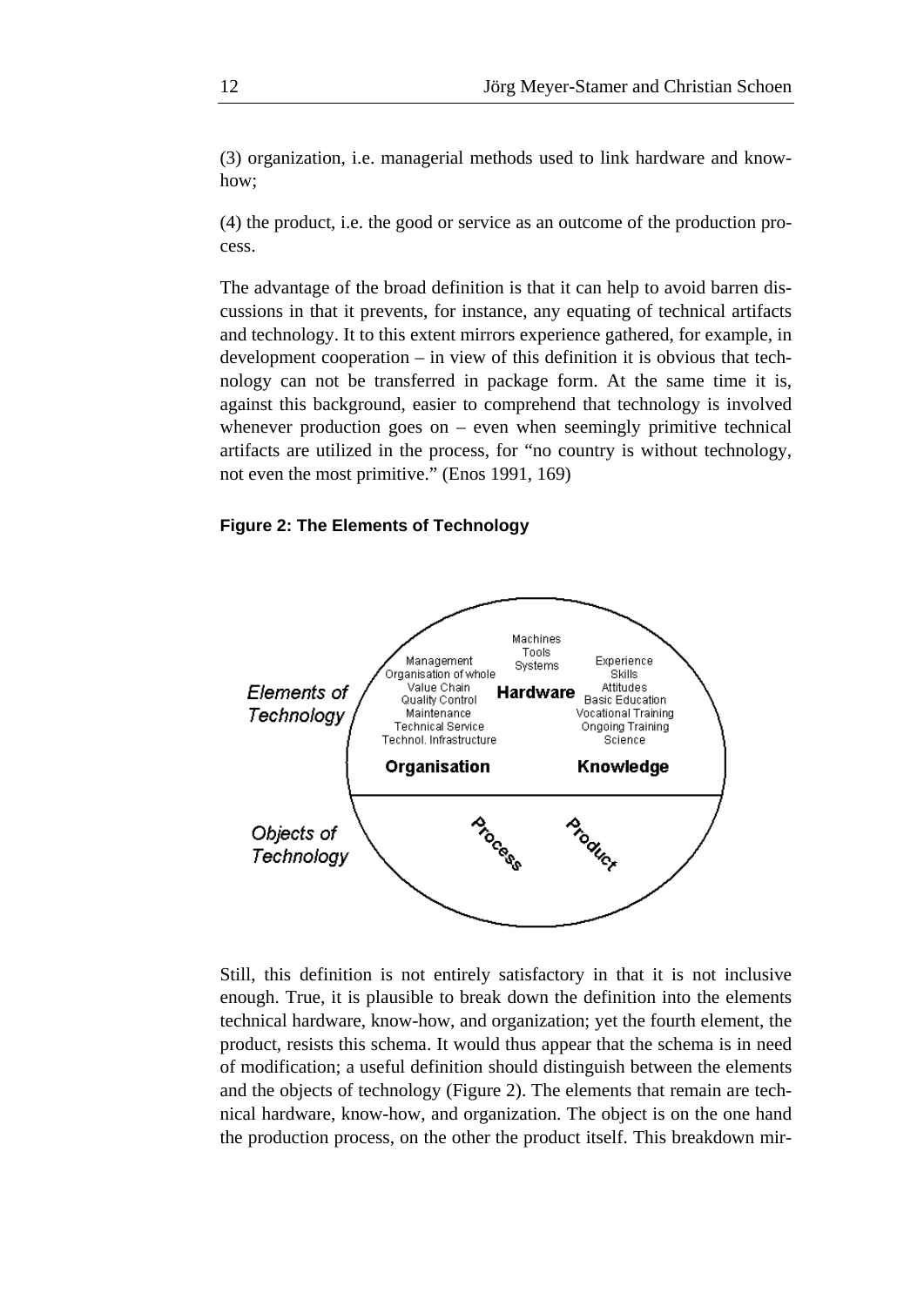(3) organization, i.e. managerial methods used to link hardware and know-how;

(4) the product, i.e. the good or service as an outcome of the production process.

The advantage of the broad definition is that it can help to avoid barren discussions in that it prevents, for instance, any equating of technical artifacts and technology. It to this extent mirrors experience gathered, for example, in development cooperation – in view of this definition it is obvious that technology can not be transferred in package form. At the same time it is, against this background, easier to comprehend that technology is involved whenever production goes on – even when seemingly primitive technical artifacts are utilized in the process, for "no country is without technology, not even the most primitive." (Enos 1991, 169)

**Figure 2: The Elements of Technology**

Elements of Technology

Machines
Tools
Systems
**Hardware**

Management
Organisation of whole Value Chain
Quality Control
Maintenance
Technical Service
Technol. Infrastructure
**Organisation**

Experience
Skills
Attitudes
Basic Education
Vocational Training
Ongoing Training
Science
**Knowledge**

Objects of Technology

Process

Product

Still, this definition is not entirely satisfactory in that it is not inclusive enough. True, it is plausible to break down the definition into the elements technical hardware, know-how, and organization; yet the fourth element, the product, resists this schema. It would thus appear that the schema is in need of modification; a useful definition should distinguish between the elements and the objects of technology (Figure 2). The elements that remain are technical hardware, know-how, and organization. The object is on the one hand the production process, on the other the product itself. This breakdown mir-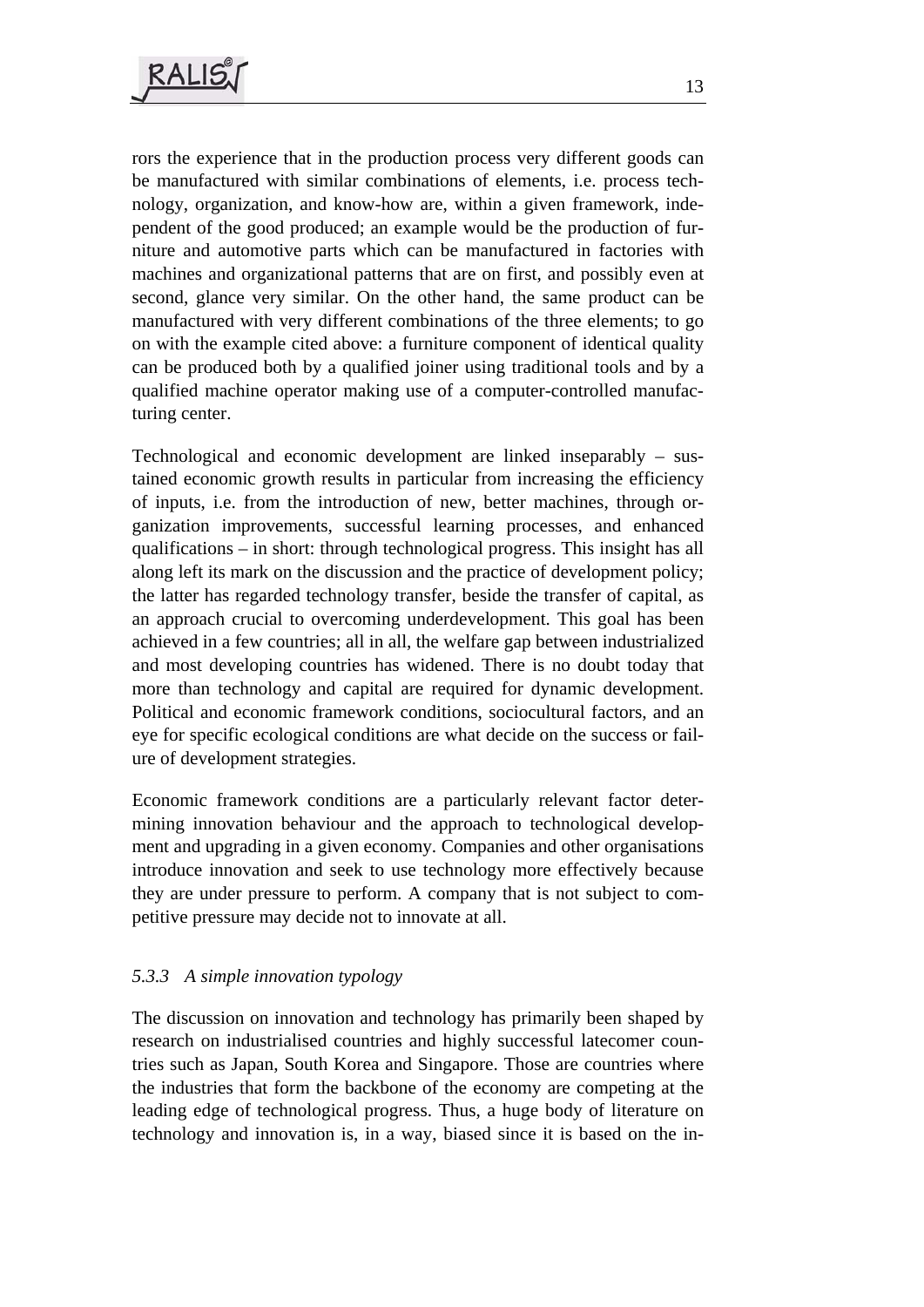rors the experience that in the production process very different goods can be manufactured with similar combinations of elements, i.e. process technology, organization, and know-how are, within a given framework, independent of the good produced; an example would be the production of furniture and automotive parts which can be manufactured in factories with machines and organizational patterns that are on first, and possibly even at second, glance very similar. On the other hand, the same product can be manufactured with very different combinations of the three elements; to go on with the example cited above: a furniture component of identical quality can be produced both by a qualified joiner using traditional tools and by a qualified machine operator making use of a computer-controlled manufacturing center.

Technological and economic development are linked inseparably – sustained economic growth results in particular from increasing the efficiency of inputs, i.e. from the introduction of new, better machines, through organization improvements, successful learning processes, and enhanced qualifications – in short: through technological progress. This insight has all along left its mark on the discussion and the practice of development policy; the latter has regarded technology transfer, beside the transfer of capital, as an approach crucial to overcoming underdevelopment. This goal has been achieved in a few countries; all in all, the welfare gap between industrialized and most developing countries has widened. There is no doubt today that more than technology and capital are required for dynamic development. Political and economic framework conditions, sociocultural factors, and an eye for specific ecological conditions are what decide on the success or failure of development strategies.

Economic framework conditions are a particularly relevant factor determining innovation behaviour and the approach to technological development and upgrading in a given economy. Companies and other organisations introduce innovation and seek to use technology more effectively because they are under pressure to perform. A company that is not subject to competitive pressure may decide not to innovate at all.

### *5.3.3 A simple innovation typology*

The discussion on innovation and technology has primarily been shaped by research on industrialised countries and highly successful latecomer countries such as Japan, South Korea and Singapore. Those are countries where the industries that form the backbone of the economy are competing at the leading edge of technological progress. Thus, a huge body of literature on technology and innovation is, in a way, biased since it is based on the in-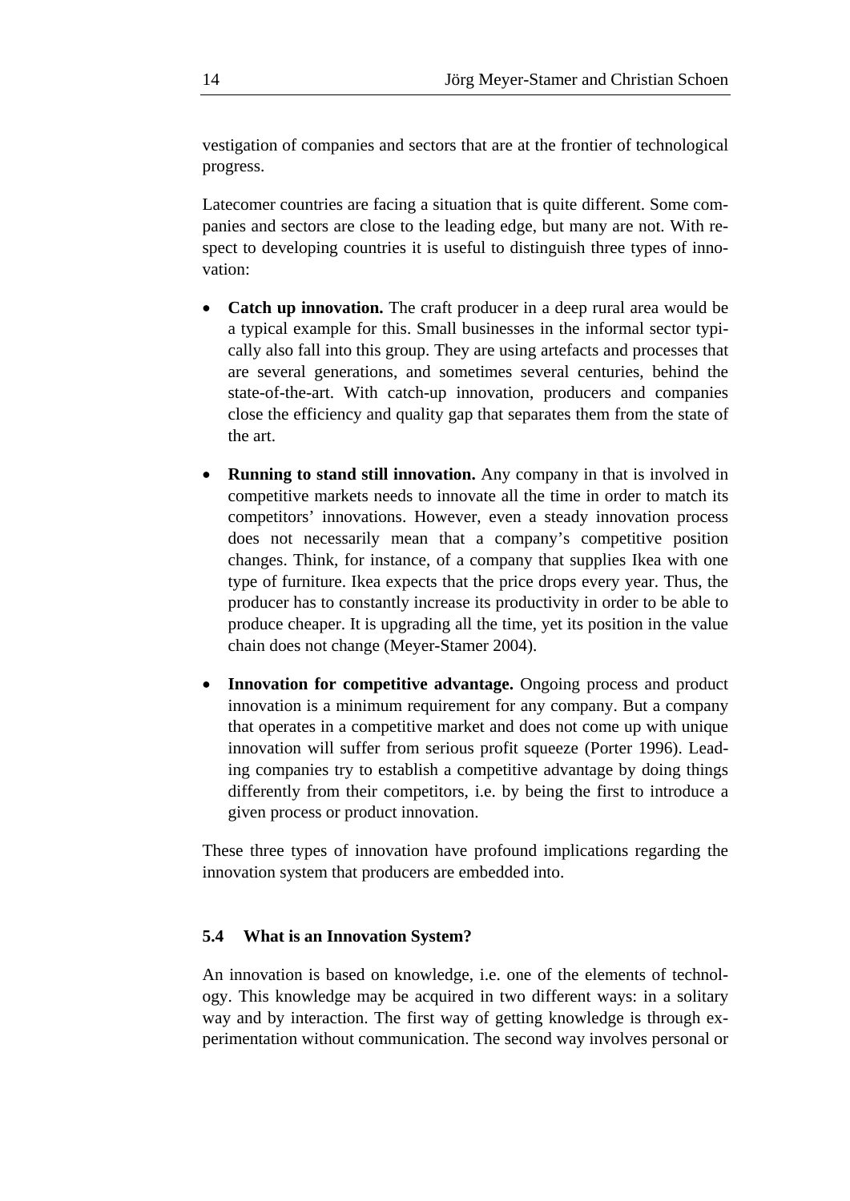vestigation of companies and sectors that are at the frontier of technological progress.

Latecomer countries are facing a situation that is quite different. Some companies and sectors are close to the leading edge, but many are not. With respect to developing countries it is useful to distinguish three types of innovation:

- **Catch up innovation.** The craft producer in a deep rural area would be a typical example for this. Small businesses in the informal sector typically also fall into this group. They are using artefacts and processes that are several generations, and sometimes several centuries, behind the state-of-the-art. With catch-up innovation, producers and companies close the efficiency and quality gap that separates them from the state of the art.
- **Running to stand still innovation.** Any company in that is involved in competitive markets needs to innovate all the time in order to match its competitors' innovations. However, even a steady innovation process does not necessarily mean that a company's competitive position changes. Think, for instance, of a company that supplies Ikea with one type of furniture. Ikea expects that the price drops every year. Thus, the producer has to constantly increase its productivity in order to be able to produce cheaper. It is upgrading all the time, yet its position in the value chain does not change (Meyer-Stamer 2004).
- **Innovation for competitive advantage.** Ongoing process and product innovation is a minimum requirement for any company. But a company that operates in a competitive market and does not come up with unique innovation will suffer from serious profit squeeze (Porter 1996). Leading companies try to establish a competitive advantage by doing things differently from their competitors, i.e. by being the first to introduce a given process or product innovation.

These three types of innovation have profound implications regarding the innovation system that producers are embedded into.

### 5.4 What is an Innovation System?

An innovation is based on knowledge, i.e. one of the elements of technology. This knowledge may be acquired in two different ways: in a solitary way and by interaction. The first way of getting knowledge is through experimentation without communication. The second way involves personal or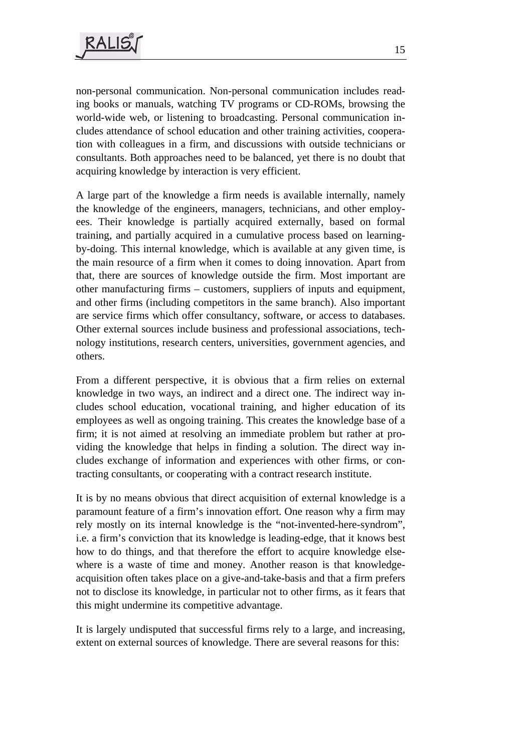non-personal communication. Non-personal communication includes reading books or manuals, watching TV programs or CD-ROMs, browsing the world-wide web, or listening to broadcasting. Personal communication includes attendance of school education and other training activities, cooperation with colleagues in a firm, and discussions with outside technicians or consultants. Both approaches need to be balanced, yet there is no doubt that acquiring knowledge by interaction is very efficient.

A large part of the knowledge a firm needs is available internally, namely the knowledge of the engineers, managers, technicians, and other employees. Their knowledge is partially acquired externally, based on formal training, and partially acquired in a cumulative process based on learning-by-doing. This internal knowledge, which is available at any given time, is the main resource of a firm when it comes to doing innovation. Apart from that, there are sources of knowledge outside the firm. Most important are other manufacturing firms – customers, suppliers of inputs and equipment, and other firms (including competitors in the same branch). Also important are service firms which offer consultancy, software, or access to databases. Other external sources include business and professional associations, technology institutions, research centers, universities, government agencies, and others.

From a different perspective, it is obvious that a firm relies on external knowledge in two ways, an indirect and a direct one. The indirect way includes school education, vocational training, and higher education of its employees as well as ongoing training. This creates the knowledge base of a firm; it is not aimed at resolving an immediate problem but rather at providing the knowledge that helps in finding a solution. The direct way includes exchange of information and experiences with other firms, or contracting consultants, or cooperating with a contract research institute.

It is by no means obvious that direct acquisition of external knowledge is a paramount feature of a firm's innovation effort. One reason why a firm may rely mostly on its internal knowledge is the "not-invented-here-syndrom", i.e. a firm's conviction that its knowledge is leading-edge, that it knows best how to do things, and that therefore the effort to acquire knowledge elsewhere is a waste of time and money. Another reason is that knowledge-acquisition often takes place on a give-and-take-basis and that a firm prefers not to disclose its knowledge, in particular not to other firms, as it fears that this might undermine its competitive advantage.

It is largely undisputed that successful firms rely to a large, and increasing, extent on external sources of knowledge. There are several reasons for this: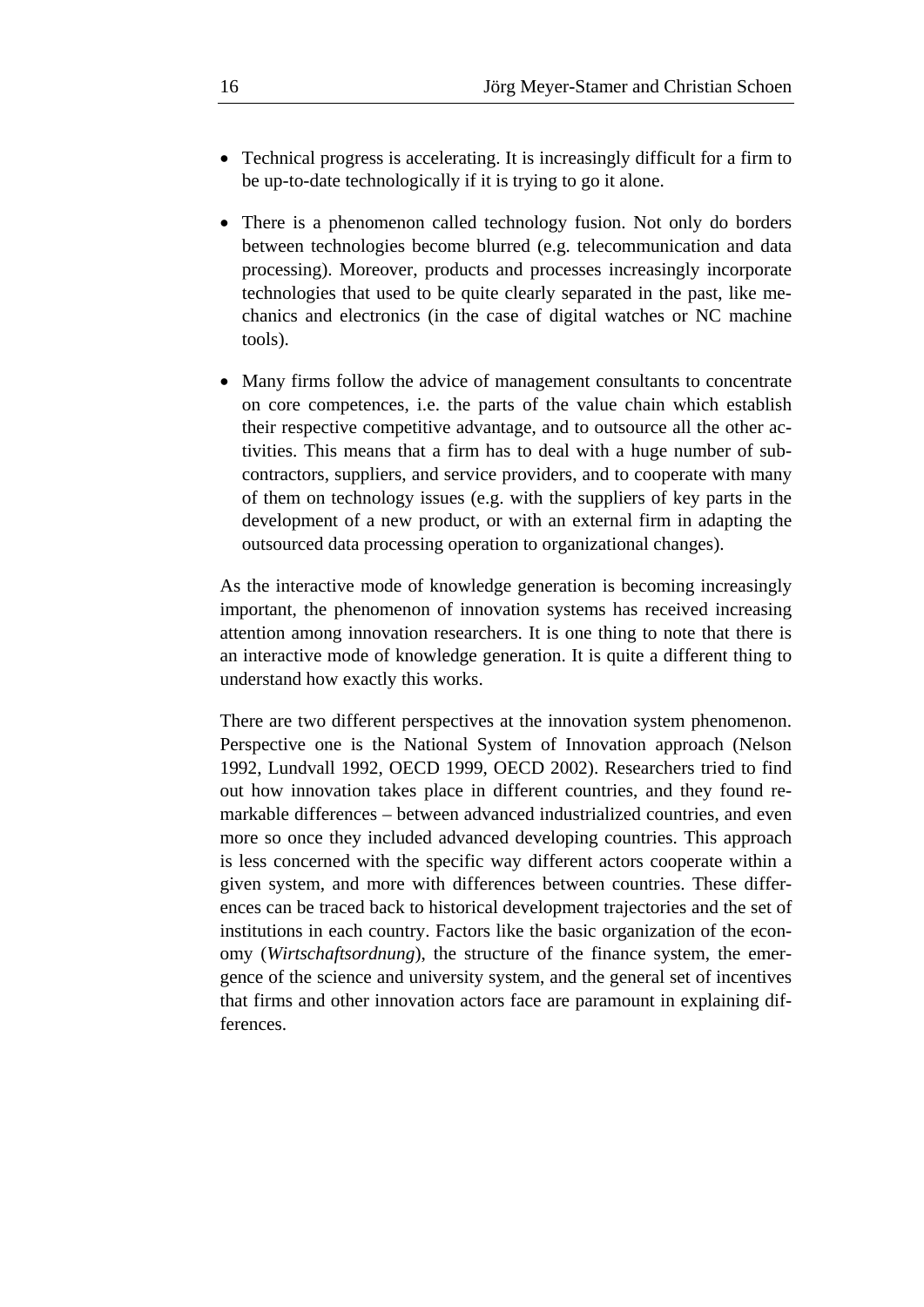- Technical progress is accelerating. It is increasingly difficult for a firm to be up-to-date technologically if it is trying to go it alone.

- There is a phenomenon called technology fusion. Not only do borders between technologies become blurred (e.g. telecommunication and data processing). Moreover, products and processes increasingly incorporate technologies that used to be quite clearly separated in the past, like mechanics and electronics (in the case of digital watches or NC machine tools).

- Many firms follow the advice of management consultants to concentrate on core competences, i.e. the parts of the value chain which establish their respective competitive advantage, and to outsource all the other activities. This means that a firm has to deal with a huge number of subcontractors, suppliers, and service providers, and to cooperate with many of them on technology issues (e.g. with the suppliers of key parts in the development of a new product, or with an external firm in adapting the outsourced data processing operation to organizational changes).

As the interactive mode of knowledge generation is becoming increasingly important, the phenomenon of innovation systems has received increasing attention among innovation researchers. It is one thing to note that there is an interactive mode of knowledge generation. It is quite a different thing to understand how exactly this works.

There are two different perspectives at the innovation system phenomenon. Perspective one is the National System of Innovation approach (Nelson 1992, Lundvall 1992, OECD 1999, OECD 2002). Researchers tried to find out how innovation takes place in different countries, and they found remarkable differences – between advanced industrialized countries, and even more so once they included advanced developing countries. This approach is less concerned with the specific way different actors cooperate within a given system, and more with differences between countries. These differences can be traced back to historical development trajectories and the set of institutions in each country. Factors like the basic organization of the economy (*Wirtschaftsordnung*), the structure of the finance system, the emergence of the science and university system, and the general set of incentives that firms and other innovation actors face are paramount in explaining differences.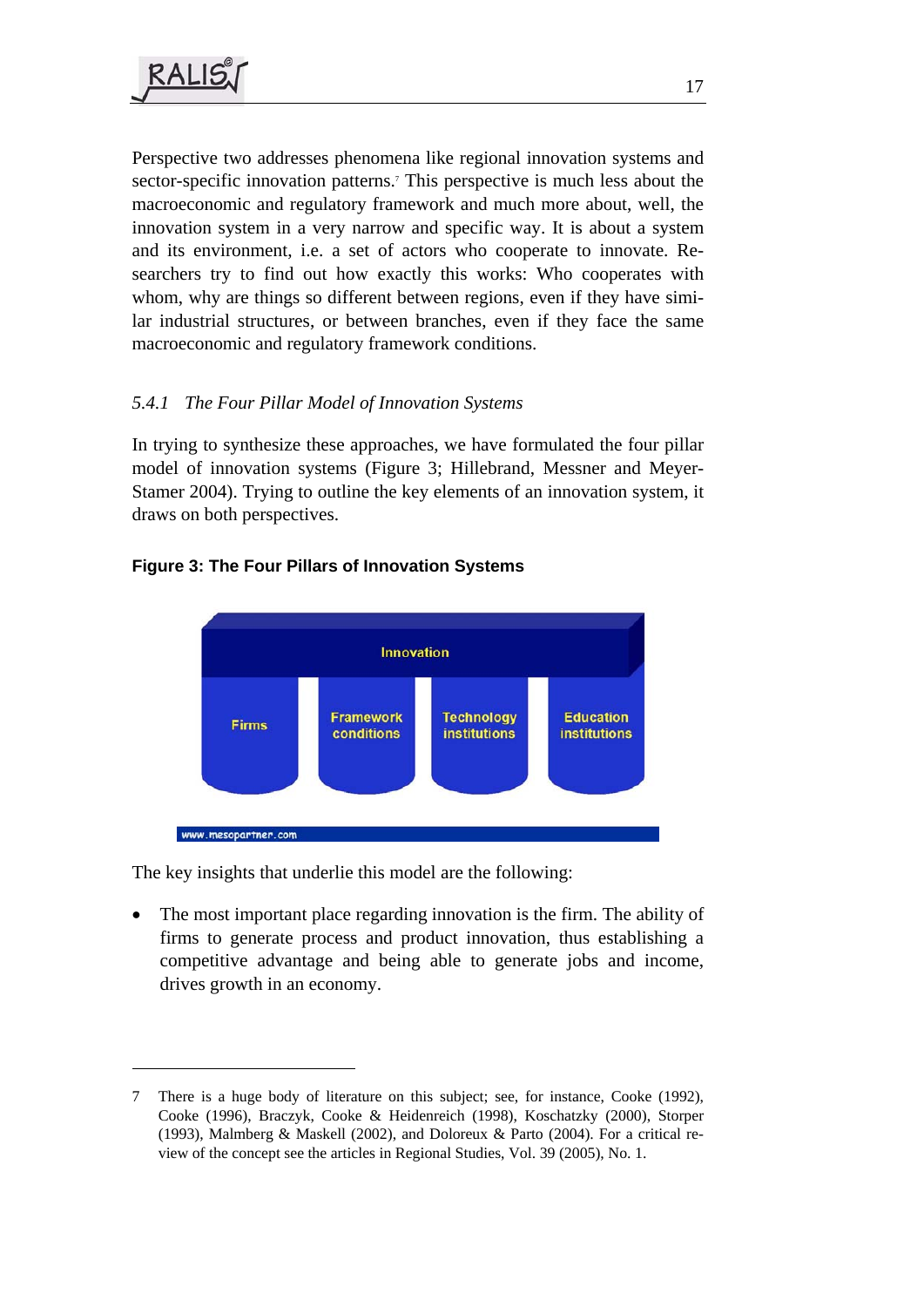Perspective two addresses phenomena like regional innovation systems and sector-specific innovation patterns.[7] This perspective is much less about the macroeconomic and regulatory framework and much more about, well, the innovation system in a very narrow and specific way. It is about a system and its environment, i.e. a set of actors who cooperate to innovate. Researchers try to find out how exactly this works: Who cooperates with whom, why are things so different between regions, even if they have similar industrial structures, or between branches, even if they face the same macroeconomic and regulatory framework conditions.

### *5.4.1 The Four Pillar Model of Innovation Systems*

In trying to synthesize these approaches, we have formulated the four pillar model of innovation systems (Figure 3; Hillebrand, Messner and Meyer-Stamer 2004). Trying to outline the key elements of an innovation system, it draws on both perspectives.

**Figure 3: The Four Pillars of Innovation Systems**

Innovation

Firms | Framework conditions | Technology institutions | Education institutions

www.mesopartner.com

The key insights that underlie this model are the following:

- The most important place regarding innovation is the firm. The ability of firms to generate process and product innovation, thus establishing a competitive advantage and being able to generate jobs and income, drives growth in an economy.

---

7 There is a huge body of literature on this subject; see, for instance, Cooke (1992), Cooke (1996), Braczyk, Cooke & Heidenreich (1998), Koschatzky (2000), Storper (1993), Malmberg & Maskell (2002), and Doloreux & Parto (2004). For a critical review of the concept see the articles in Regional Studies, Vol. 39 (2005), No. 1.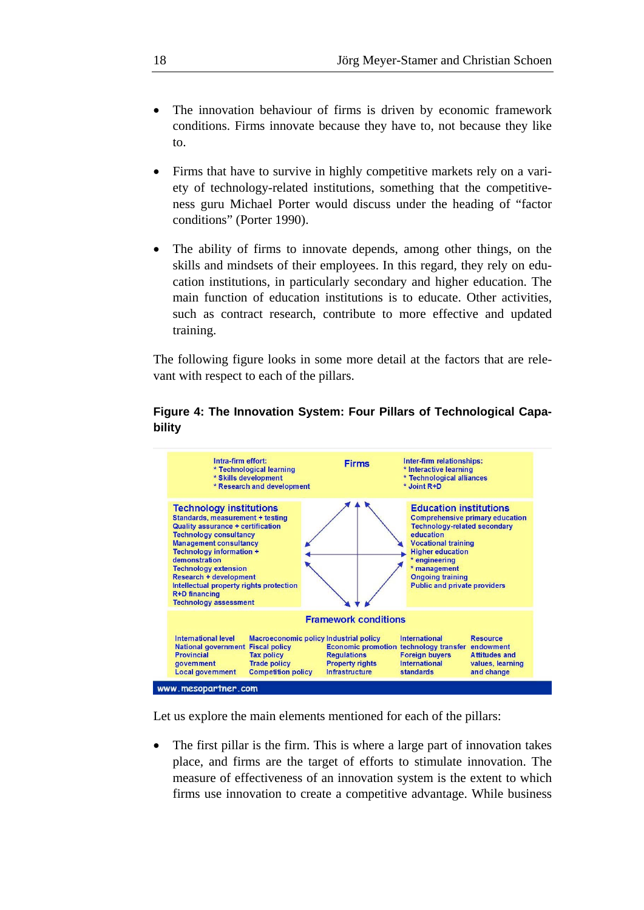- The innovation behaviour of firms is driven by economic framework conditions. Firms innovate because they have to, not because they like to.

- Firms that have to survive in highly competitive markets rely on a variety of technology-related institutions, something that the competitiveness guru Michael Porter would discuss under the heading of "factor conditions" (Porter 1990).

- The ability of firms to innovate depends, among other things, on the skills and mindsets of their employees. In this regard, they rely on education institutions, in particularly secondary and higher education. The main function of education institutions is to educate. Other activities, such as contract research, contribute to more effective and updated training.

The following figure looks in some more detail at the factors that are relevant with respect to each of the pillars.

**Figure 4: The Innovation System: Four Pillars of Technological Capability**

**Firms**

Intra-firm effort:
* Technological learning
* Skills development
* Research and development

Inter-firm relationships:
* Interactive learning
* Technological alliances
* Joint R+D

**Technology institutions**

Standards, measurement + testing
Quality assurance + certification
Technology consultancy
Management consultancy
Technology information + demonstration
Technology extension
Research + development
Intellectual property rights protection
R+D financing
Technology assessment

**Education institutions**

Comprehensive primary education
Technology-related secondary education
Vocational training
Higher education
* engineering
* management
Ongoing training
Public and private providers

**Framework conditions**

| | | | | |
|---|---|---|---|---|
| International level | Macroeconomic policy | Industrial policy | International technology transfer | Resource endowment |
| National government | Fiscal policy | Economic promotion | Foreign buyers | Attitudes and values, learning and change |
| Provincial government | Tax policy | Regulations | International standards | |
| Local government | Trade policy | Property rights | | |
| | Competition policy | Infrastructure | | |

www.mesopartner.com

Let us explore the main elements mentioned for each of the pillars:

- The first pillar is the firm. This is where a large part of innovation takes place, and firms are the target of efforts to stimulate innovation. The measure of effectiveness of an innovation system is the extent to which firms use innovation to create a competitive advantage. While business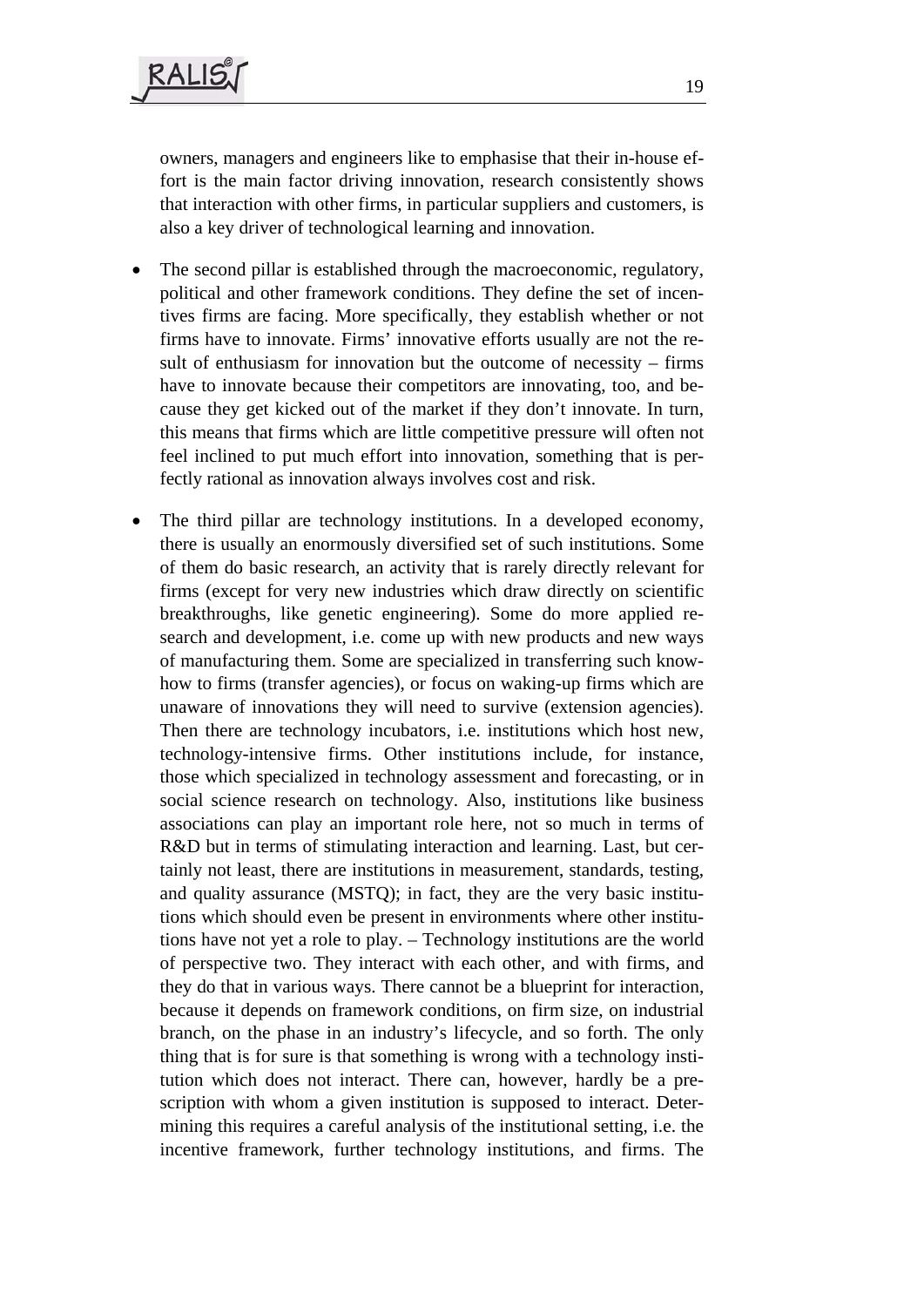owners, managers and engineers like to emphasise that their in-house effort is the main factor driving innovation, research consistently shows that interaction with other firms, in particular suppliers and customers, is also a key driver of technological learning and innovation.

- The second pillar is established through the macroeconomic, regulatory, political and other framework conditions. They define the set of incentives firms are facing. More specifically, they establish whether or not firms have to innovate. Firms' innovative efforts usually are not the result of enthusiasm for innovation but the outcome of necessity – firms have to innovate because their competitors are innovating, too, and because they get kicked out of the market if they don't innovate. In turn, this means that firms which are little competitive pressure will often not feel inclined to put much effort into innovation, something that is perfectly rational as innovation always involves cost and risk.

- The third pillar are technology institutions. In a developed economy, there is usually an enormously diversified set of such institutions. Some of them do basic research, an activity that is rarely directly relevant for firms (except for very new industries which draw directly on scientific breakthroughs, like genetic engineering). Some do more applied research and development, i.e. come up with new products and new ways of manufacturing them. Some are specialized in transferring such know-how to firms (transfer agencies), or focus on waking-up firms which are unaware of innovations they will need to survive (extension agencies). Then there are technology incubators, i.e. institutions which host new, technology-intensive firms. Other institutions include, for instance, those which specialized in technology assessment and forecasting, or in social science research on technology. Also, institutions like business associations can play an important role here, not so much in terms of R&D but in terms of stimulating interaction and learning. Last, but certainly not least, there are institutions in measurement, standards, testing, and quality assurance (MSTQ); in fact, they are the very basic institutions which should even be present in environments where other institutions have not yet a role to play. – Technology institutions are the world of perspective two. They interact with each other, and with firms, and they do that in various ways. There cannot be a blueprint for interaction, because it depends on framework conditions, on firm size, on industrial branch, on the phase in an industry's lifecycle, and so forth. The only thing that is for sure is that something is wrong with a technology institution which does not interact. There can, however, hardly be a prescription with whom a given institution is supposed to interact. Determining this requires a careful analysis of the institutional setting, i.e. the incentive framework, further technology institutions, and firms. The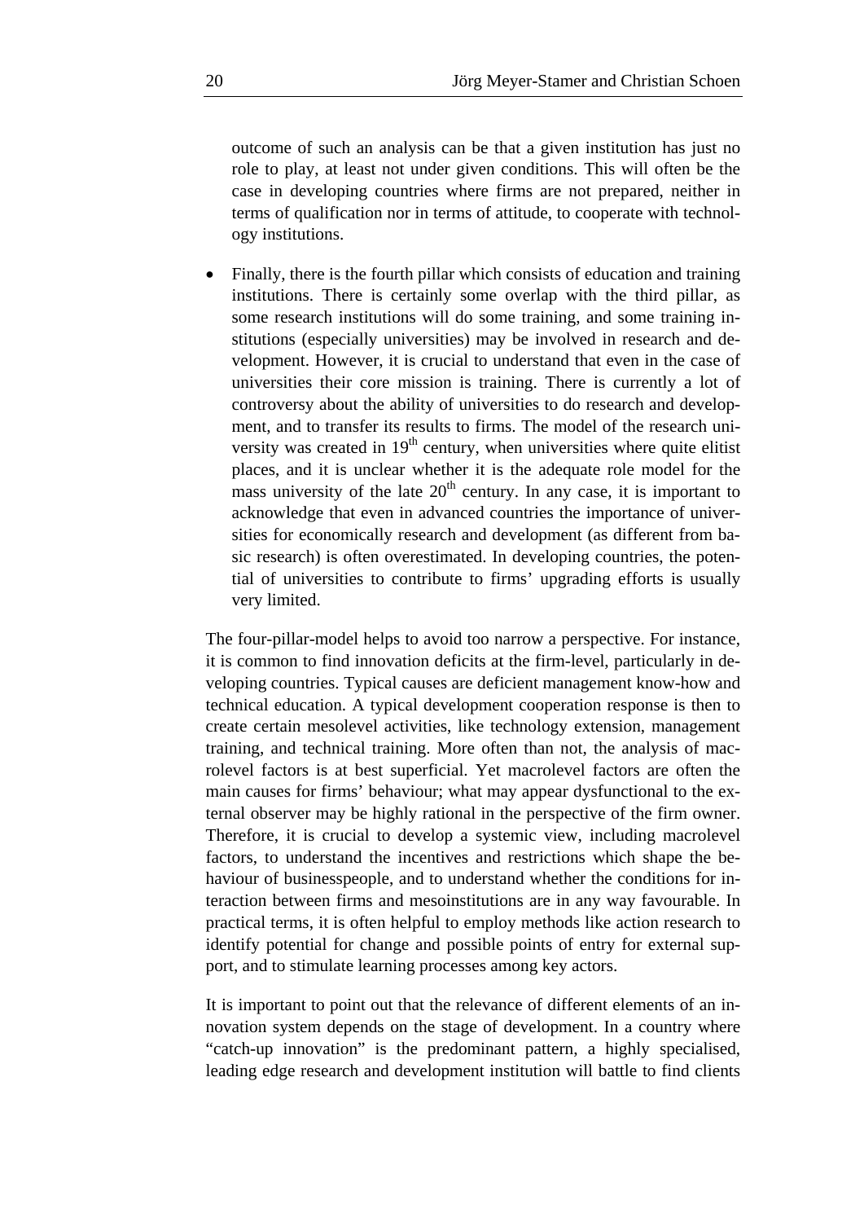outcome of such an analysis can be that a given institution has just no role to play, at least not under given conditions. This will often be the case in developing countries where firms are not prepared, neither in terms of qualification nor in terms of attitude, to cooperate with technology institutions.

- Finally, there is the fourth pillar which consists of education and training institutions. There is certainly some overlap with the third pillar, as some research institutions will do some training, and some training institutions (especially universities) may be involved in research and development. However, it is crucial to understand that even in the case of universities their core mission is training. There is currently a lot of controversy about the ability of universities to do research and development, and to transfer its results to firms. The model of the research university was created in 19th century, when universities where quite elitist places, and it is unclear whether it is the adequate role model for the mass university of the late 20th century. In any case, it is important to acknowledge that even in advanced countries the importance of universities for economically research and development (as different from basic research) is often overestimated. In developing countries, the potential of universities to contribute to firms' upgrading efforts is usually very limited.

The four-pillar-model helps to avoid too narrow a perspective. For instance, it is common to find innovation deficits at the firm-level, particularly in developing countries. Typical causes are deficient management know-how and technical education. A typical development cooperation response is then to create certain mesolevel activities, like technology extension, management training, and technical training. More often than not, the analysis of macrolevel factors is at best superficial. Yet macrolevel factors are often the main causes for firms' behaviour; what may appear dysfunctional to the external observer may be highly rational in the perspective of the firm owner. Therefore, it is crucial to develop a systemic view, including macrolevel factors, to understand the incentives and restrictions which shape the behaviour of businesspeople, and to understand whether the conditions for interaction between firms and mesoinstitutions are in any way favourable. In practical terms, it is often helpful to employ methods like action research to identify potential for change and possible points of entry for external support, and to stimulate learning processes among key actors.

It is important to point out that the relevance of different elements of an innovation system depends on the stage of development. In a country where "catch-up innovation" is the predominant pattern, a highly specialised, leading edge research and development institution will battle to find clients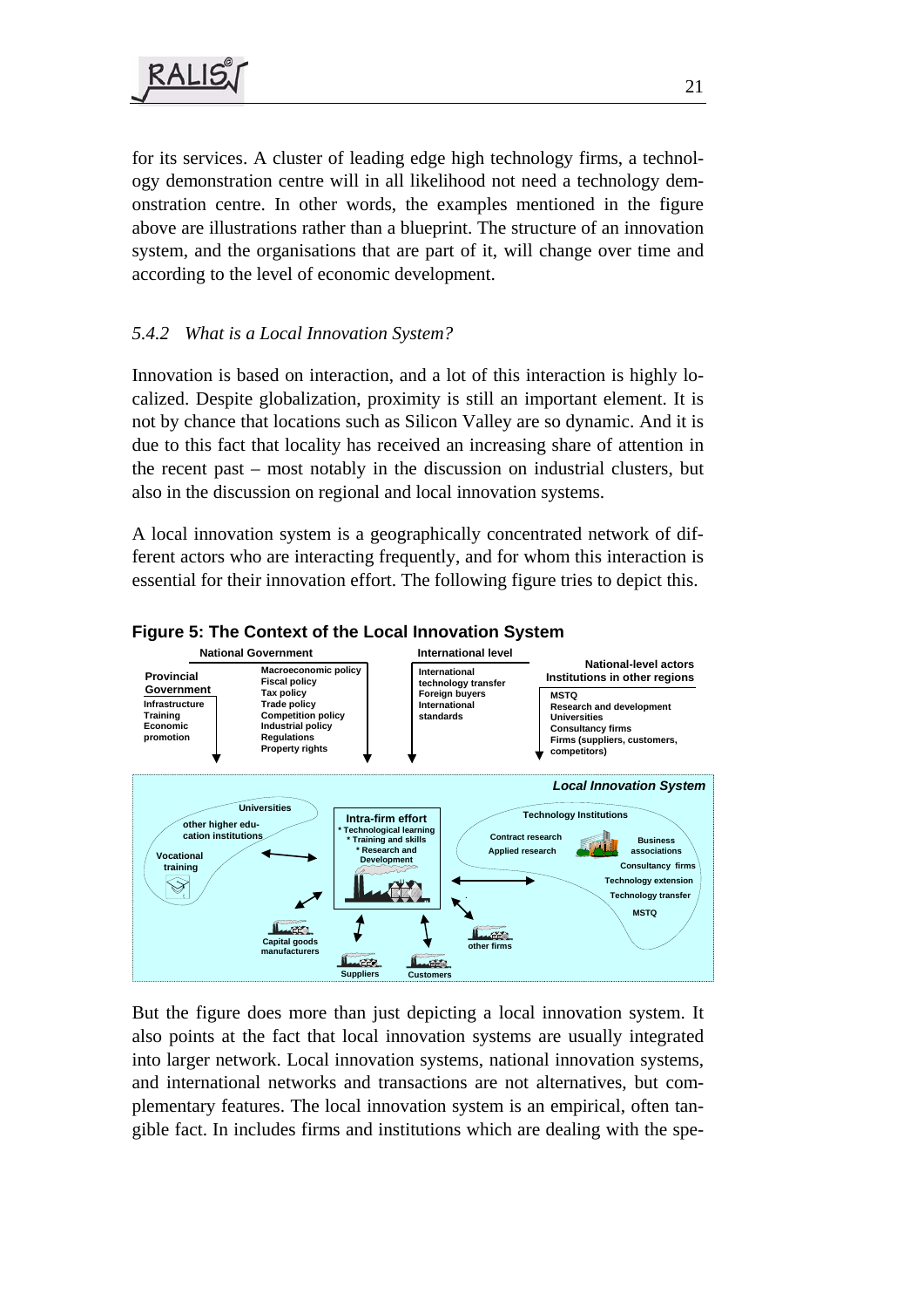for its services. A cluster of leading edge high technology firms, a technology demonstration centre will in all likelihood not need a technology demonstration centre. In other words, the examples mentioned in the figure above are illustrations rather than a blueprint. The structure of an innovation system, and the organisations that are part of it, will change over time and according to the level of economic development.

### *5.4.2 What is a Local Innovation System?*

Innovation is based on interaction, and a lot of this interaction is highly localized. Despite globalization, proximity is still an important element. It is not by chance that locations such as Silicon Valley are so dynamic. And it is due to this fact that locality has received an increasing share of attention in the recent past – most notably in the discussion on industrial clusters, but also in the discussion on regional and local innovation systems.

A local innovation system is a geographically concentrated network of different actors who are interacting frequently, and for whom this interaction is essential for their innovation effort. The following figure tries to depict this.

**Figure 5: The Context of the Local Innovation System**

But the figure does more than just depicting a local innovation system. It also points at the fact that local innovation systems are usually integrated into larger network. Local innovation systems, national innovation systems, and international networks and transactions are not alternatives, but complementary features. The local innovation system is an empirical, often tangible fact. In includes firms and institutions which are dealing with the spe-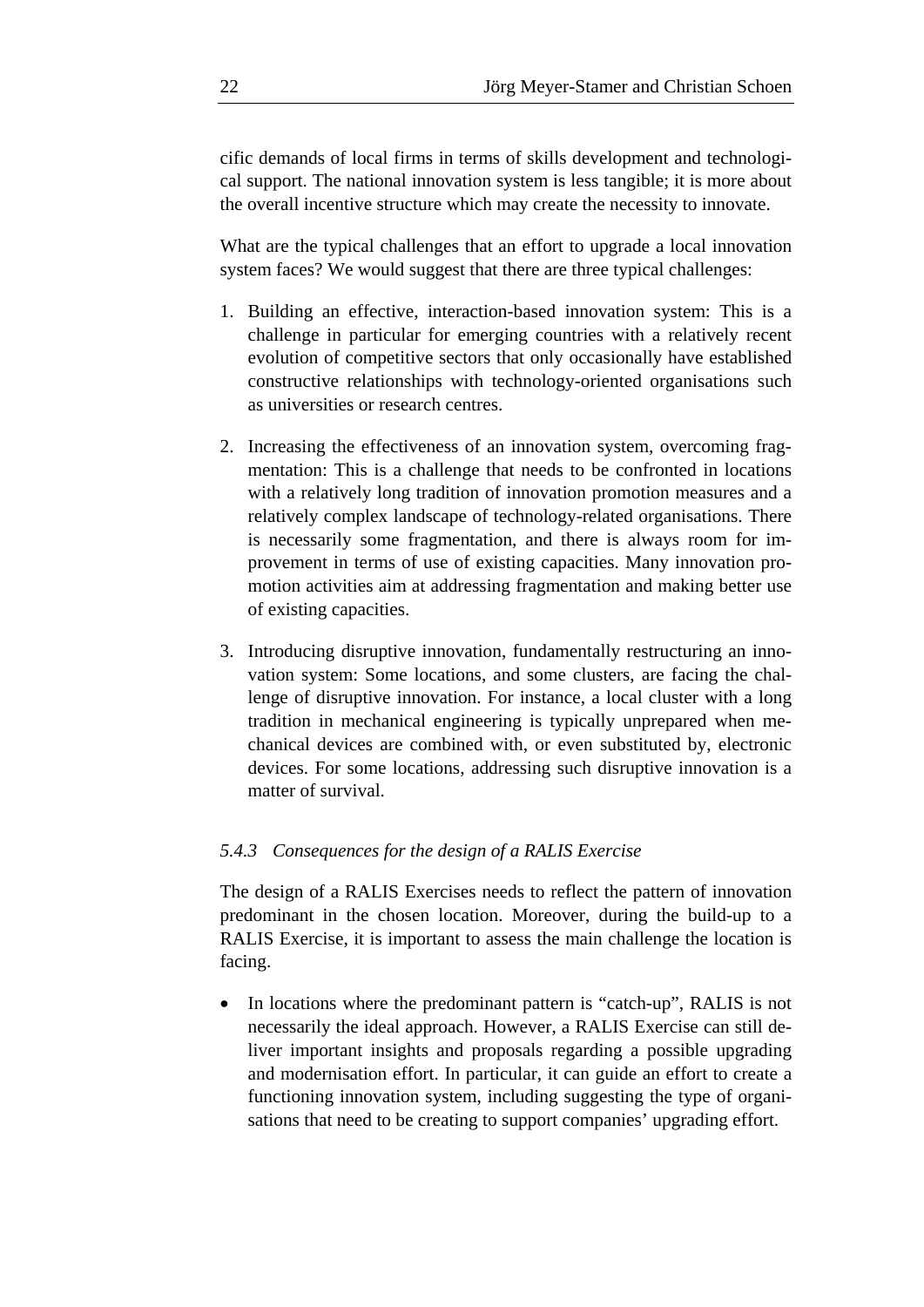cific demands of local firms in terms of skills development and technological support. The national innovation system is less tangible; it is more about the overall incentive structure which may create the necessity to innovate.

What are the typical challenges that an effort to upgrade a local innovation system faces? We would suggest that there are three typical challenges:

1. Building an effective, interaction-based innovation system: This is a challenge in particular for emerging countries with a relatively recent evolution of competitive sectors that only occasionally have established constructive relationships with technology-oriented organisations such as universities or research centres.

2. Increasing the effectiveness of an innovation system, overcoming fragmentation: This is a challenge that needs to be confronted in locations with a relatively long tradition of innovation promotion measures and a relatively complex landscape of technology-related organisations. There is necessarily some fragmentation, and there is always room for improvement in terms of use of existing capacities. Many innovation promotion activities aim at addressing fragmentation and making better use of existing capacities.

3. Introducing disruptive innovation, fundamentally restructuring an innovation system: Some locations, and some clusters, are facing the challenge of disruptive innovation. For instance, a local cluster with a long tradition in mechanical engineering is typically unprepared when mechanical devices are combined with, or even substituted by, electronic devices. For some locations, addressing such disruptive innovation is a matter of survival.

### *5.4.3 Consequences for the design of a RALIS Exercise*

The design of a RALIS Exercises needs to reflect the pattern of innovation predominant in the chosen location. Moreover, during the build-up to a RALIS Exercise, it is important to assess the main challenge the location is facing.

- In locations where the predominant pattern is "catch-up", RALIS is not necessarily the ideal approach. However, a RALIS Exercise can still deliver important insights and proposals regarding a possible upgrading and modernisation effort. In particular, it can guide an effort to create a functioning innovation system, including suggesting the type of organisations that need to be creating to support companies' upgrading effort.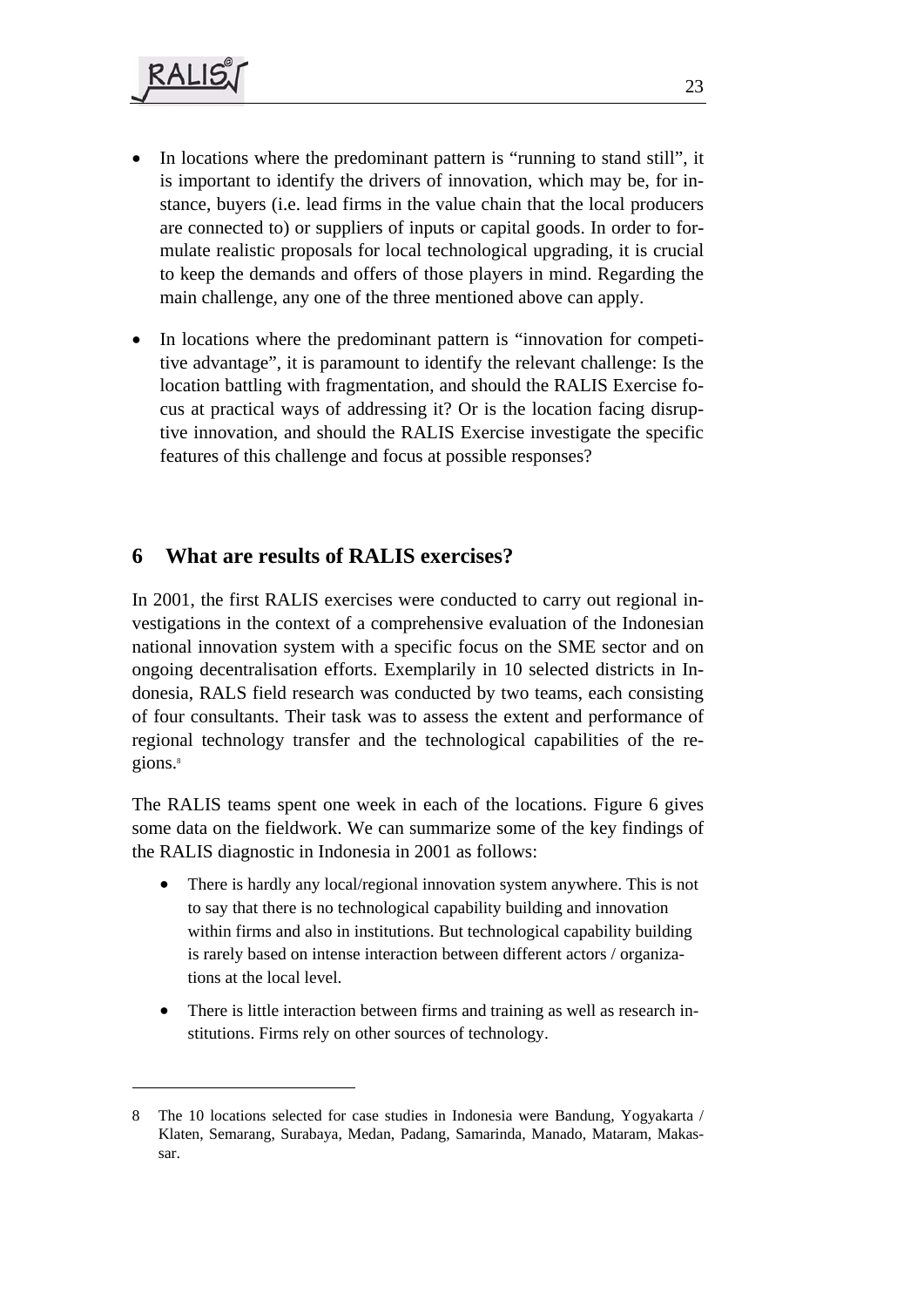- In locations where the predominant pattern is "running to stand still", it is important to identify the drivers of innovation, which may be, for instance, buyers (i.e. lead firms in the value chain that the local producers are connected to) or suppliers of inputs or capital goods. In order to formulate realistic proposals for local technological upgrading, it is crucial to keep the demands and offers of those players in mind. Regarding the main challenge, any one of the three mentioned above can apply.

- In locations where the predominant pattern is "innovation for competitive advantage", it is paramount to identify the relevant challenge: Is the location battling with fragmentation, and should the RALIS Exercise focus at practical ways of addressing it? Or is the location facing disruptive innovation, and should the RALIS Exercise investigate the specific features of this challenge and focus at possible responses?

## 6 What are results of RALIS exercises?

In 2001, the first RALIS exercises were conducted to carry out regional investigations in the context of a comprehensive evaluation of the Indonesian national innovation system with a specific focus on the SME sector and on ongoing decentralisation efforts. Exemplarily in 10 selected districts in Indonesia, RALS field research was conducted by two teams, each consisting of four consultants. Their task was to assess the extent and performance of regional technology transfer and the technological capabilities of the regions.[8]

The RALIS teams spent one week in each of the locations. Figure 6 gives some data on the fieldwork. We can summarize some of the key findings of the RALIS diagnostic in Indonesia in 2001 as follows:

- There is hardly any local/regional innovation system anywhere. This is not to say that there is no technological capability building and innovation within firms and also in institutions. But technological capability building is rarely based on intense interaction between different actors / organizations at the local level.

- There is little interaction between firms and training as well as research institutions. Firms rely on other sources of technology.

---

8 The 10 locations selected for case studies in Indonesia were Bandung, Yogyakarta / Klaten, Semarang, Surabaya, Medan, Padang, Samarinda, Manado, Mataram, Makassar.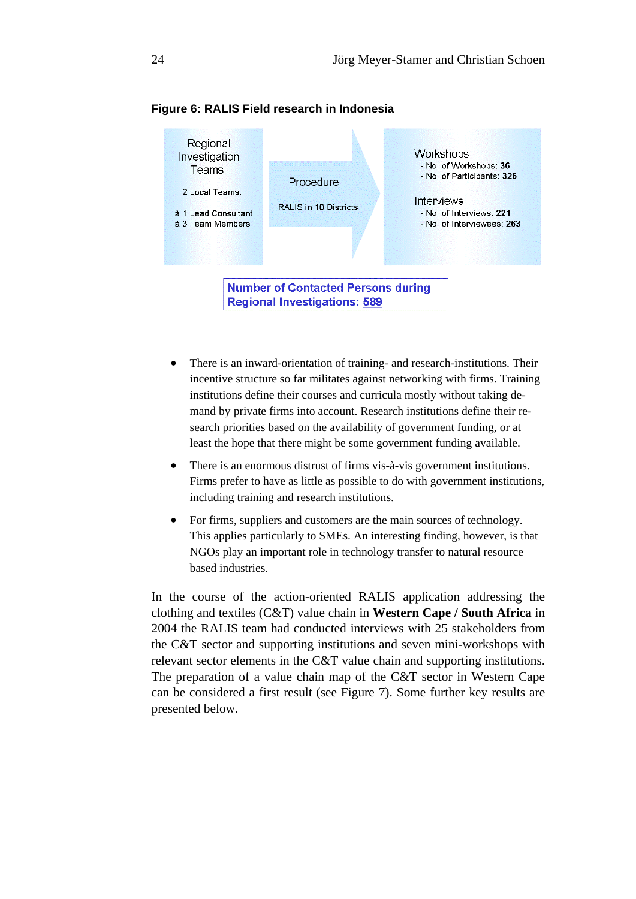**Figure 6: RALIS Field research in Indonesia**

Regional Investigation Teams

2 Local Teams:

à 1 Lead Consultant
à 3 Team Members

Procedure

RALIS in 10 Districts

Workshops
- No. of Workshops: **36**
- No. of Participants: **326**

Interviews
- No. of Interviews: **221**
- No. of Interviewees: **263**

**Number of Contacted Persons during Regional Investigations: 589**

- There is an inward-orientation of training- and research-institutions. Their incentive structure so far militates against networking with firms. Training institutions define their courses and curricula mostly without taking demand by private firms into account. Research institutions define their research priorities based on the availability of government funding, or at least the hope that there might be some government funding available.
- There is an enormous distrust of firms vis-à-vis government institutions. Firms prefer to have as little as possible to do with government institutions, including training and research institutions.
- For firms, suppliers and customers are the main sources of technology. This applies particularly to SMEs. An interesting finding, however, is that NGOs play an important role in technology transfer to natural resource based industries.

In the course of the action-oriented RALIS application addressing the clothing and textiles (C&T) value chain in **Western Cape / South Africa** in 2004 the RALIS team had conducted interviews with 25 stakeholders from the C&T sector and supporting institutions and seven mini-workshops with relevant sector elements in the C&T value chain and supporting institutions. The preparation of a value chain map of the C&T sector in Western Cape can be considered a first result (see Figure 7). Some further key results are presented below.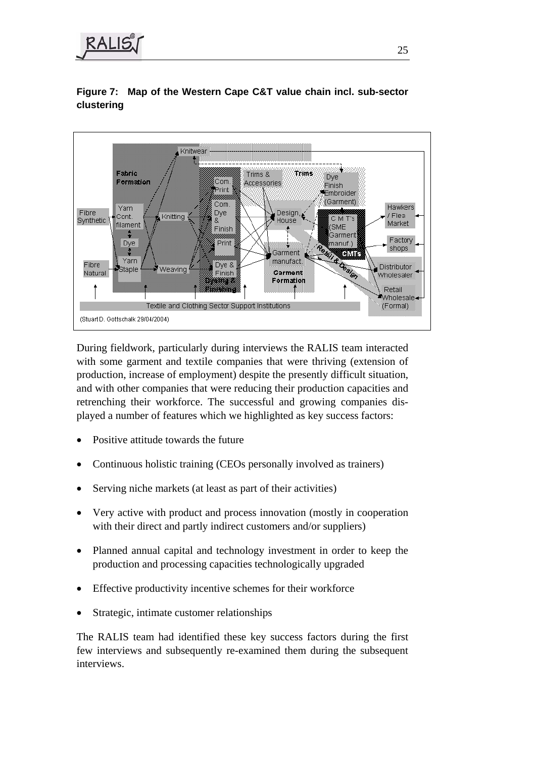**Figure 7: Map of the Western Cape C&T value chain incl. sub-sector clustering**

During fieldwork, particularly during interviews the RALIS team interacted with some garment and textile companies that were thriving (extension of production, increase of employment) despite the presently difficult situation, and with other companies that were reducing their production capacities and retrenching their workforce. The successful and growing companies displayed a number of features which we highlighted as key success factors:

- Positive attitude towards the future
- Continuous holistic training (CEOs personally involved as trainers)
- Serving niche markets (at least as part of their activities)
- Very active with product and process innovation (mostly in cooperation with their direct and partly indirect customers and/or suppliers)
- Planned annual capital and technology investment in order to keep the production and processing capacities technologically upgraded
- Effective productivity incentive schemes for their workforce
- Strategic, intimate customer relationships

The RALIS team had identified these key success factors during the first few interviews and subsequently re-examined them during the subsequent interviews.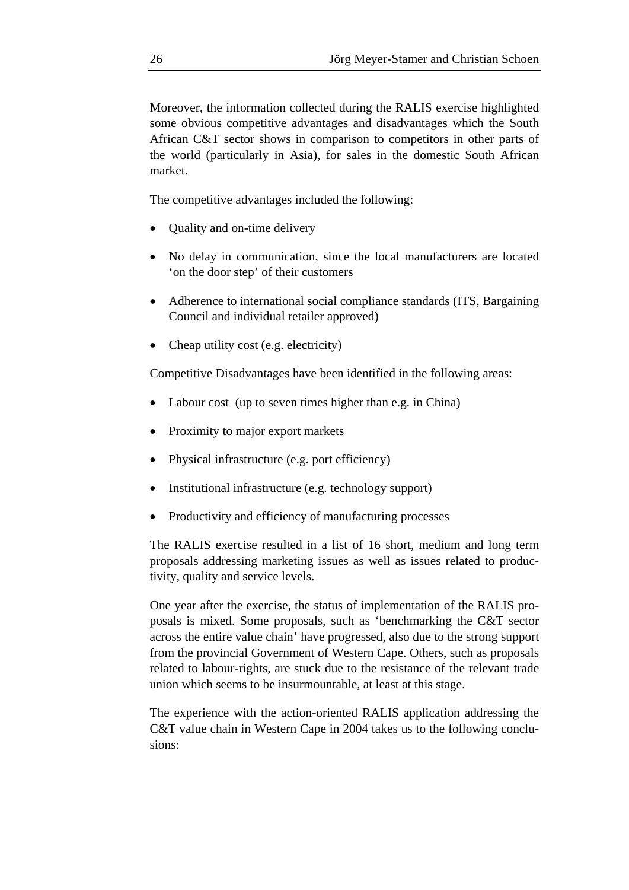Moreover, the information collected during the RALIS exercise highlighted some obvious competitive advantages and disadvantages which the South African C&T sector shows in comparison to competitors in other parts of the world (particularly in Asia), for sales in the domestic South African market.

The competitive advantages included the following:

- Quality and on-time delivery
- No delay in communication, since the local manufacturers are located 'on the door step' of their customers
- Adherence to international social compliance standards (ITS, Bargaining Council and individual retailer approved)
- Cheap utility cost (e.g. electricity)

Competitive Disadvantages have been identified in the following areas:

- Labour cost (up to seven times higher than e.g. in China)
- Proximity to major export markets
- Physical infrastructure (e.g. port efficiency)
- Institutional infrastructure (e.g. technology support)
- Productivity and efficiency of manufacturing processes

The RALIS exercise resulted in a list of 16 short, medium and long term proposals addressing marketing issues as well as issues related to productivity, quality and service levels.

One year after the exercise, the status of implementation of the RALIS proposals is mixed. Some proposals, such as 'benchmarking the C&T sector across the entire value chain' have progressed, also due to the strong support from the provincial Government of Western Cape. Others, such as proposals related to labour-rights, are stuck due to the resistance of the relevant trade union which seems to be insurmountable, at least at this stage.

The experience with the action-oriented RALIS application addressing the C&T value chain in Western Cape in 2004 takes us to the following conclusions: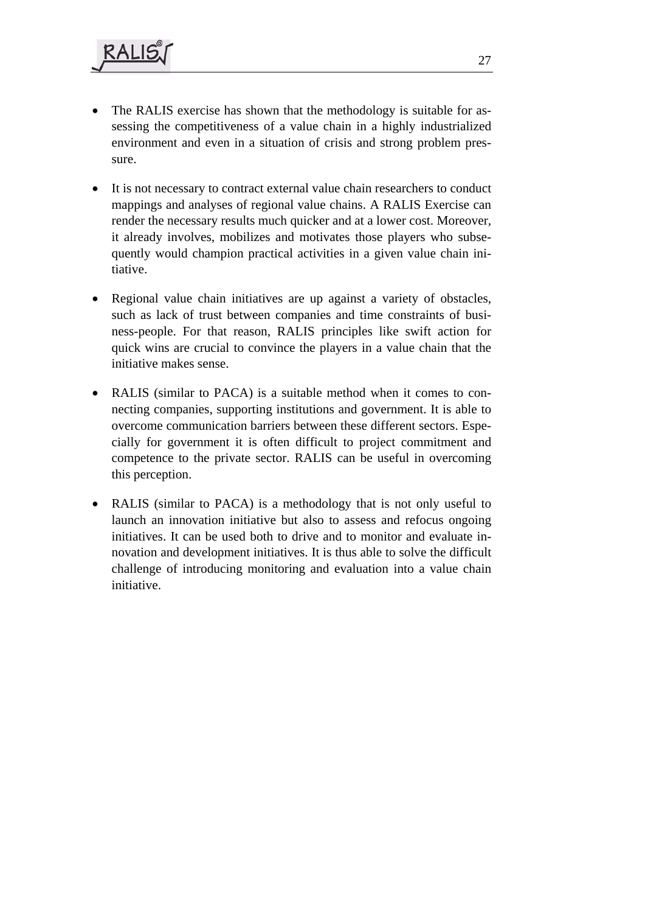- The RALIS exercise has shown that the methodology is suitable for assessing the competitiveness of a value chain in a highly industrialized environment and even in a situation of crisis and strong problem pressure.

- It is not necessary to contract external value chain researchers to conduct mappings and analyses of regional value chains. A RALIS Exercise can render the necessary results much quicker and at a lower cost. Moreover, it already involves, mobilizes and motivates those players who subsequently would champion practical activities in a given value chain initiative.

- Regional value chain initiatives are up against a variety of obstacles, such as lack of trust between companies and time constraints of business-people. For that reason, RALIS principles like swift action for quick wins are crucial to convince the players in a value chain that the initiative makes sense.

- RALIS (similar to PACA) is a suitable method when it comes to connecting companies, supporting institutions and government. It is able to overcome communication barriers between these different sectors. Especially for government it is often difficult to project commitment and competence to the private sector. RALIS can be useful in overcoming this perception.

- RALIS (similar to PACA) is a methodology that is not only useful to launch an innovation initiative but also to assess and refocus ongoing initiatives. It can be used both to drive and to monitor and evaluate innovation and development initiatives. It is thus able to solve the difficult challenge of introducing monitoring and evaluation into a value chain initiative.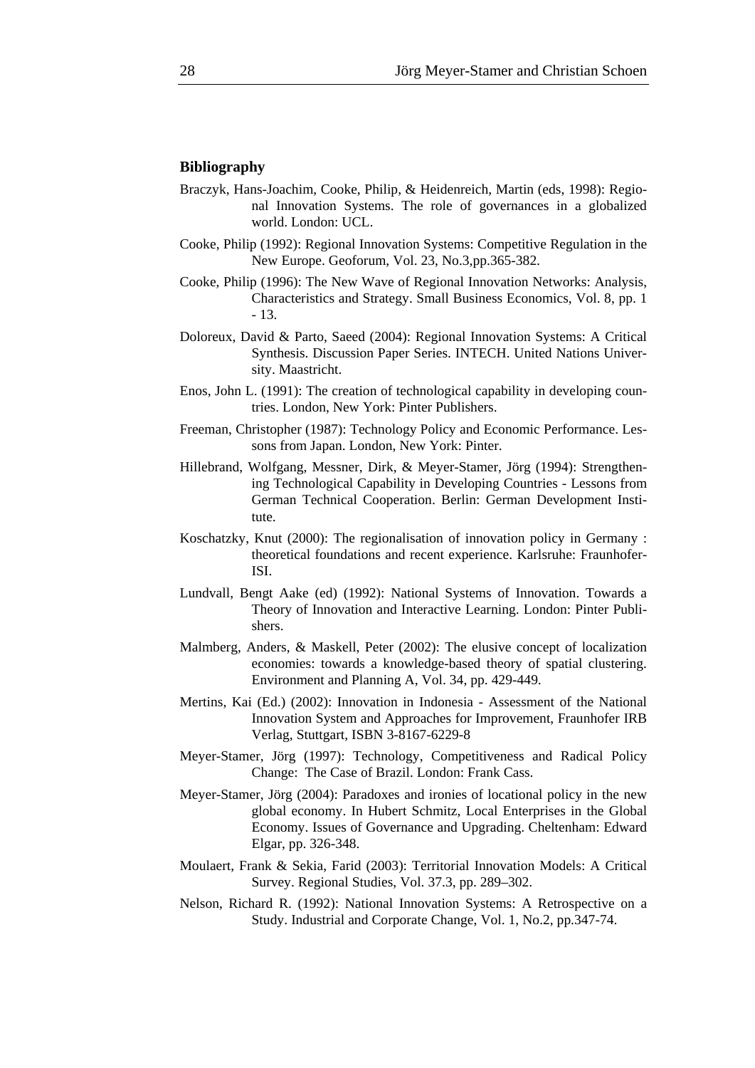## Bibliography

Braczyk, Hans-Joachim, Cooke, Philip, & Heidenreich, Martin (eds, 1998): Regional Innovation Systems. The role of governances in a globalized world. London: UCL.

Cooke, Philip (1992): Regional Innovation Systems: Competitive Regulation in the New Europe. Geoforum, Vol. 23, No.3,pp.365-382.

Cooke, Philip (1996): The New Wave of Regional Innovation Networks: Analysis, Characteristics and Strategy. Small Business Economics, Vol. 8, pp. 1 - 13.

Doloreux, David & Parto, Saeed (2004): Regional Innovation Systems: A Critical Synthesis. Discussion Paper Series. INTECH. United Nations University. Maastricht.

Enos, John L. (1991): The creation of technological capability in developing countries. London, New York: Pinter Publishers.

Freeman, Christopher (1987): Technology Policy and Economic Performance. Lessons from Japan. London, New York: Pinter.

Hillebrand, Wolfgang, Messner, Dirk, & Meyer-Stamer, Jörg (1994): Strengthening Technological Capability in Developing Countries - Lessons from German Technical Cooperation. Berlin: German Development Institute.

Koschatzky, Knut (2000): The regionalisation of innovation policy in Germany : theoretical foundations and recent experience. Karlsruhe: Fraunhofer-ISI.

Lundvall, Bengt Aake (ed) (1992): National Systems of Innovation. Towards a Theory of Innovation and Interactive Learning. London: Pinter Publishers.

Malmberg, Anders, & Maskell, Peter (2002): The elusive concept of localization economies: towards a knowledge-based theory of spatial clustering. Environment and Planning A, Vol. 34, pp. 429-449.

Mertins, Kai (Ed.) (2002): Innovation in Indonesia - Assessment of the National Innovation System and Approaches for Improvement, Fraunhofer IRB Verlag, Stuttgart, ISBN 3-8167-6229-8

Meyer-Stamer, Jörg (1997): Technology, Competitiveness and Radical Policy Change: The Case of Brazil. London: Frank Cass.

Meyer-Stamer, Jörg (2004): Paradoxes and ironies of locational policy in the new global economy. In Hubert Schmitz, Local Enterprises in the Global Economy. Issues of Governance and Upgrading. Cheltenham: Edward Elgar, pp. 326-348.

Moulaert, Frank & Sekia, Farid (2003): Territorial Innovation Models: A Critical Survey. Regional Studies, Vol. 37.3, pp. 289–302.

Nelson, Richard R. (1992): National Innovation Systems: A Retrospective on a Study. Industrial and Corporate Change, Vol. 1, No.2, pp.347-74.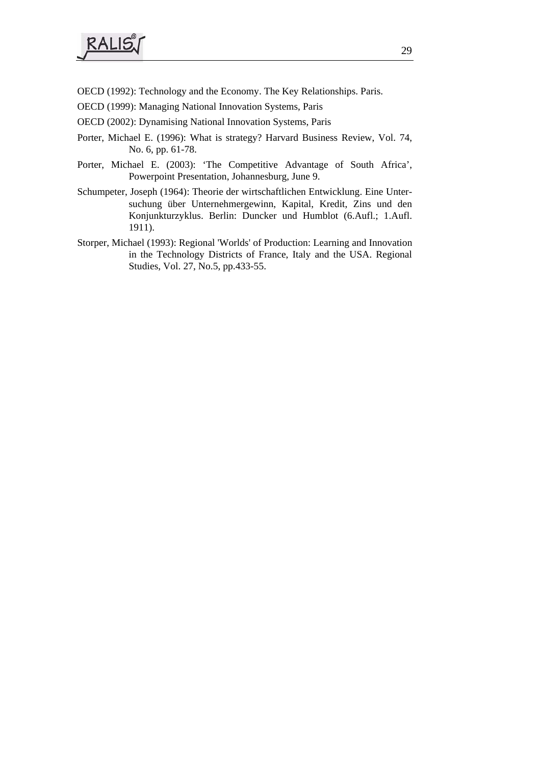OECD (1992): Technology and the Economy. The Key Relationships. Paris.

OECD (1999): Managing National Innovation Systems, Paris

OECD (2002): Dynamising National Innovation Systems, Paris

Porter, Michael E. (1996): What is strategy? Harvard Business Review, Vol. 74, No. 6, pp. 61-78.

Porter, Michael E. (2003): 'The Competitive Advantage of South Africa', Powerpoint Presentation, Johannesburg, June 9.

Schumpeter, Joseph (1964): Theorie der wirtschaftlichen Entwicklung. Eine Untersuchung über Unternehmergewinn, Kapital, Kredit, Zins und den Konjunkturzyklus. Berlin: Duncker und Humblot (6.Aufl.; 1.Aufl. 1911).

Storper, Michael (1993): Regional 'Worlds' of Production: Learning and Innovation in the Technology Districts of France, Italy and the USA. Regional Studies, Vol. 27, No.5, pp.433-55.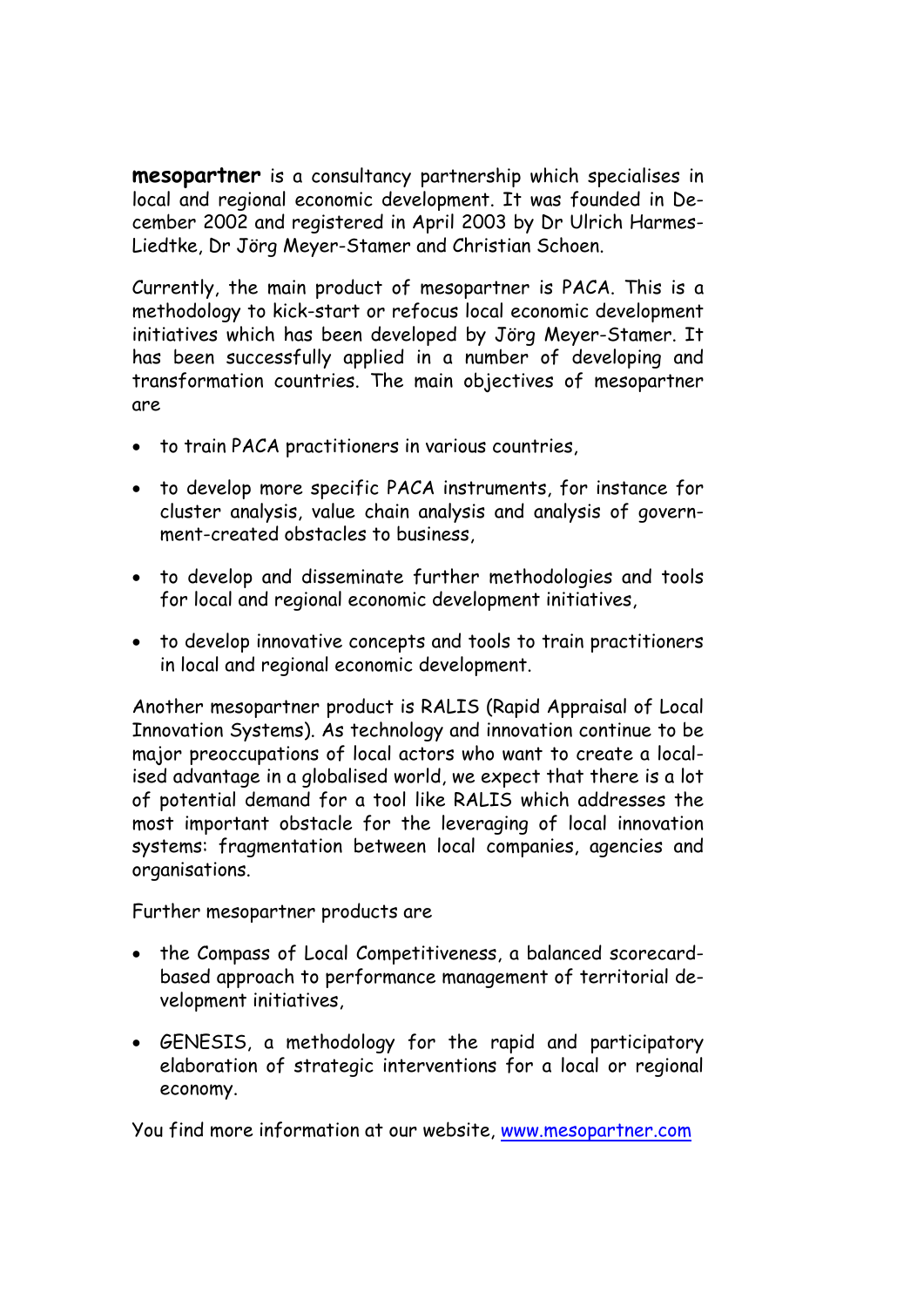**mesopartner** is a consultancy partnership which specialises in local and regional economic development. It was founded in December 2002 and registered in April 2003 by Dr Ulrich Harmes-Liedtke, Dr Jörg Meyer-Stamer and Christian Schoen.

Currently, the main product of mesopartner is PACA. This is a methodology to kick-start or refocus local economic development initiatives which has been developed by Jörg Meyer-Stamer. It has been successfully applied in a number of developing and transformation countries. The main objectives of mesopartner are

- to train PACA practitioners in various countries,
- to develop more specific PACA instruments, for instance for cluster analysis, value chain analysis and analysis of government-created obstacles to business,
- to develop and disseminate further methodologies and tools for local and regional economic development initiatives,
- to develop innovative concepts and tools to train practitioners in local and regional economic development.

Another mesopartner product is RALIS (Rapid Appraisal of Local Innovation Systems). As technology and innovation continue to be major preoccupations of local actors who want to create a localised advantage in a globalised world, we expect that there is a lot of potential demand for a tool like RALIS which addresses the most important obstacle for the leveraging of local innovation systems: fragmentation between local companies, agencies and organisations.

Further mesopartner products are

- the Compass of Local Competitiveness, a balanced scorecard-based approach to performance management of territorial development initiatives,
- GENESIS, a methodology for the rapid and participatory elaboration of strategic interventions for a local or regional economy.

You find more information at our website, [www.mesopartner.com](http://www.mesopartner.com)